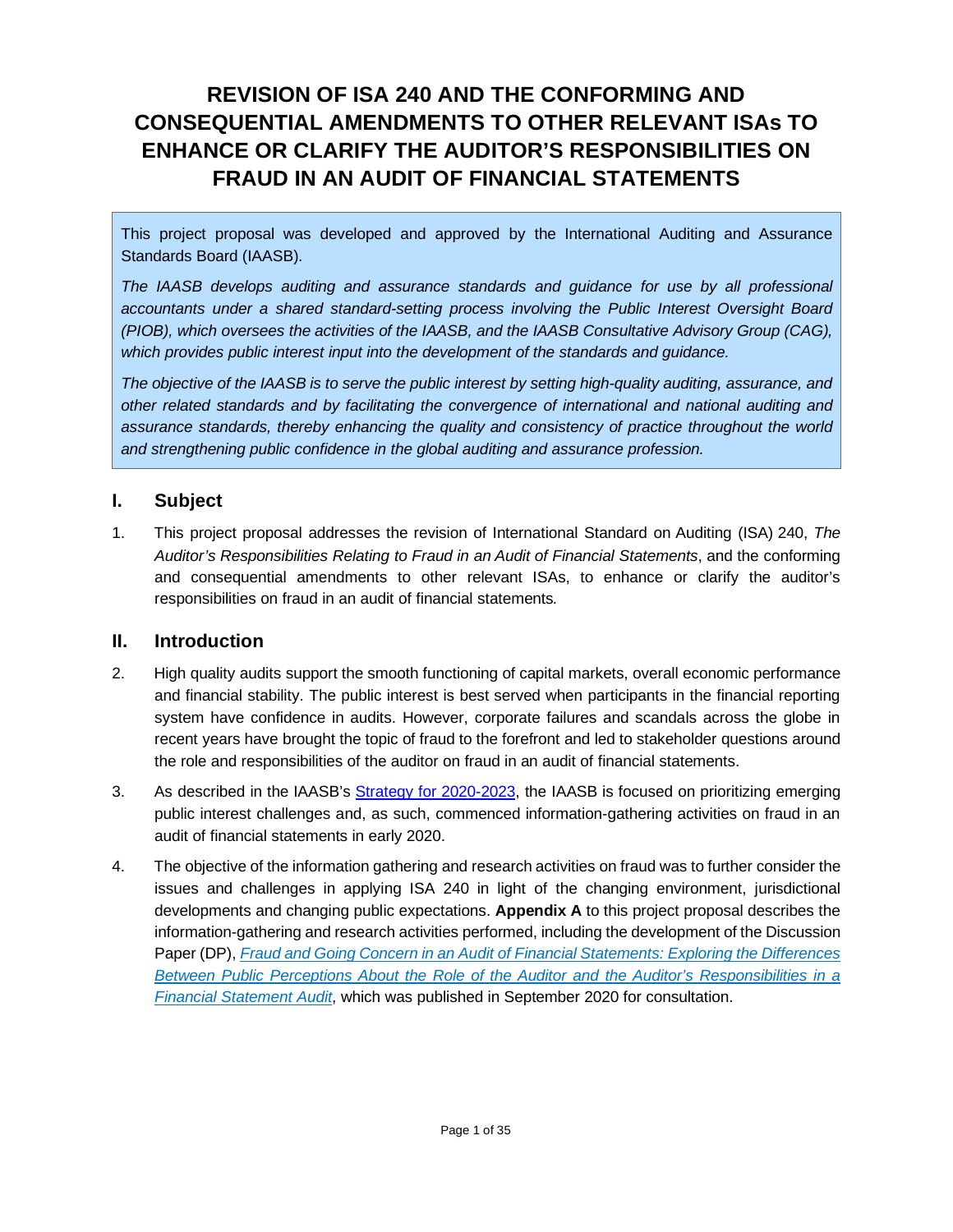# REVISION OF ISA 240 AND THE CONFORMING AND CONSEQUENTIAL AMENDMENTS TO OTHER RELEVANT ISAs TO ENHANCE OR CLARIFY THE AUDITOR'S RESPONSIBILITIES ON FRAUD IN AN AUDIT OF FINANCIAL STATEMENTS

> This project proposal was developed and approved by the International Auditing and Assurance Standards Board (IAASB).
>
> *The IAASB develops auditing and assurance standards and guidance for use by all professional accountants under a shared standard-setting process involving the Public Interest Oversight Board (PIOB), which oversees the activities of the IAASB, and the IAASB Consultative Advisory Group (CAG), which provides public interest input into the development of the standards and guidance.*
>
> *The objective of the IAASB is to serve the public interest by setting high-quality auditing, assurance, and other related standards and by facilitating the convergence of international and national auditing and assurance standards, thereby enhancing the quality and consistency of practice throughout the world and strengthening public confidence in the global auditing and assurance profession.*

## I. Subject

1. This project proposal addresses the revision of International Standard on Auditing (ISA) 240, *The Auditor's Responsibilities Relating to Fraud in an Audit of Financial Statements*, and the conforming and consequential amendments to other relevant ISAs, to enhance or clarify the auditor's responsibilities on fraud in an audit of financial statements.

## II. Introduction

2. High quality audits support the smooth functioning of capital markets, overall economic performance and financial stability. The public interest is best served when participants in the financial reporting system have confidence in audits. However, corporate failures and scandals across the globe in recent years have brought the topic of fraud to the forefront and led to stakeholder questions around the role and responsibilities of the auditor on fraud in an audit of financial statements.

3. As described in the IAASB's Strategy for 2020-2023, the IAASB is focused on prioritizing emerging public interest challenges and, as such, commenced information-gathering activities on fraud in an audit of financial statements in early 2020.

4. The objective of the information gathering and research activities on fraud was to further consider the issues and challenges in applying ISA 240 in light of the changing environment, jurisdictional developments and changing public expectations. **Appendix A** to this project proposal describes the information-gathering and research activities performed, including the development of the Discussion Paper (DP), *Fraud and Going Concern in an Audit of Financial Statements: Exploring the Differences Between Public Perceptions About the Role of the Auditor and the Auditor's Responsibilities in a Financial Statement Audit*, which was published in September 2020 for consultation.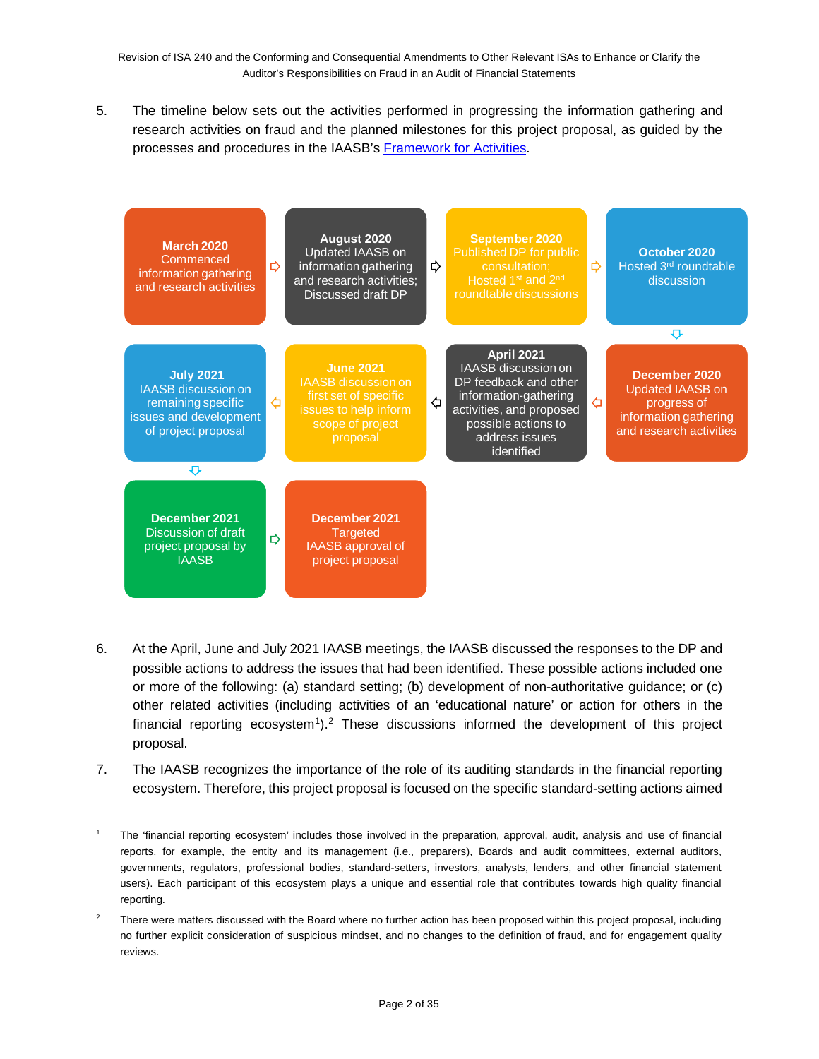5. The timeline below sets out the activities performed in progressing the information gathering and research activities on fraud and the planned milestones for this project proposal, as guided by the processes and procedures in the IAASB's [Framework for Activities](#).

- **March 2020** Commenced information gathering and research activities
- **August 2020** Updated IAASB on information gathering and research activities; Discussed draft DP
- **September 2020** Published DP for public consultation; Hosted 1st and 2nd roundtable discussions
- **October 2020** Hosted 3rd roundtable discussion
- **December 2020** Updated IAASB on progress of information gathering and research activities
- **April 2021** IAASB discussion on DP feedback and other information-gathering activities, and proposed possible actions to address issues identified
- **June 2021** IAASB discussion on first set of specific issues to help inform scope of project proposal
- **July 2021** IAASB discussion on remaining specific issues and development of project proposal
- **December 2021** Discussion of draft project proposal by IAASB
- **December 2021** Targeted IAASB approval of project proposal

6. At the April, June and July 2021 IAASB meetings, the IAASB discussed the responses to the DP and possible actions to address the issues that had been identified. These possible actions included one or more of the following: (a) standard setting; (b) development of non-authoritative guidance; or (c) other related activities (including activities of an 'educational nature' or action for others in the financial reporting ecosystem[1]).[2] These discussions informed the development of this project proposal.

7. The IAASB recognizes the importance of the role of its auditing standards in the financial reporting ecosystem. Therefore, this project proposal is focused on the specific standard-setting actions aimed

---

[1] The 'financial reporting ecosystem' includes those involved in the preparation, approval, audit, analysis and use of financial reports, for example, the entity and its management (i.e., preparers), Boards and audit committees, external auditors, governments, regulators, professional bodies, standard-setters, investors, analysts, lenders, and other financial statement users). Each participant of this ecosystem plays a unique and essential role that contributes towards high quality financial reporting.

[2] There were matters discussed with the Board where no further action has been proposed within this project proposal, including no further explicit consideration of suspicious mindset, and no changes to the definition of fraud, and for engagement quality reviews.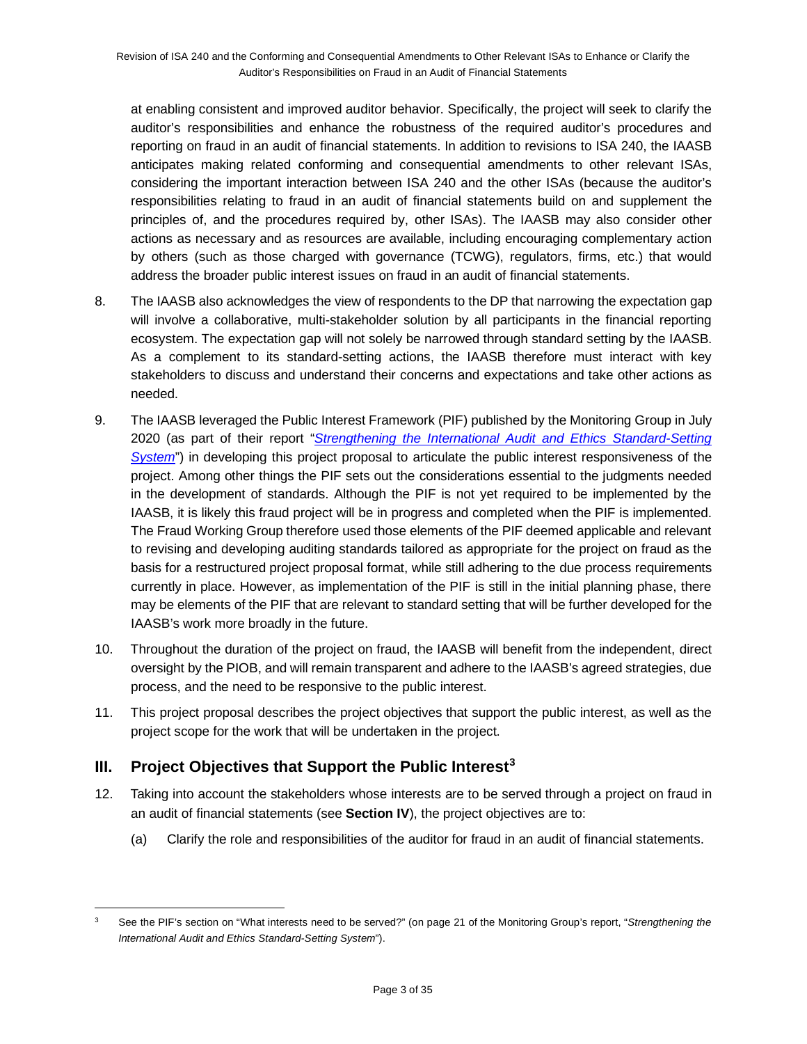at enabling consistent and improved auditor behavior. Specifically, the project will seek to clarify the auditor's responsibilities and enhance the robustness of the required auditor's procedures and reporting on fraud in an audit of financial statements. In addition to revisions to ISA 240, the IAASB anticipates making related conforming and consequential amendments to other relevant ISAs, considering the important interaction between ISA 240 and the other ISAs (because the auditor's responsibilities relating to fraud in an audit of financial statements build on and supplement the principles of, and the procedures required by, other ISAs). The IAASB may also consider other actions as necessary and as resources are available, including encouraging complementary action by others (such as those charged with governance (TCWG), regulators, firms, etc.) that would address the broader public interest issues on fraud in an audit of financial statements.

8. The IAASB also acknowledges the view of respondents to the DP that narrowing the expectation gap will involve a collaborative, multi-stakeholder solution by all participants in the financial reporting ecosystem. The expectation gap will not solely be narrowed through standard setting by the IAASB. As a complement to its standard-setting actions, the IAASB therefore must interact with key stakeholders to discuss and understand their concerns and expectations and take other actions as needed.

9. The IAASB leveraged the Public Interest Framework (PIF) published by the Monitoring Group in July 2020 (as part of their report "*Strengthening the International Audit and Ethics Standard-Setting System*") in developing this project proposal to articulate the public interest responsiveness of the project. Among other things the PIF sets out the considerations essential to the judgments needed in the development of standards. Although the PIF is not yet required to be implemented by the IAASB, it is likely this fraud project will be in progress and completed when the PIF is implemented. The Fraud Working Group therefore used those elements of the PIF deemed applicable and relevant to revising and developing auditing standards tailored as appropriate for the project on fraud as the basis for a restructured project proposal format, while still adhering to the due process requirements currently in place. However, as implementation of the PIF is still in the initial planning phase, there may be elements of the PIF that are relevant to standard setting that will be further developed for the IAASB's work more broadly in the future.

10. Throughout the duration of the project on fraud, the IAASB will benefit from the independent, direct oversight by the PIOB, and will remain transparent and adhere to the IAASB's agreed strategies, due process, and the need to be responsive to the public interest.

11. This project proposal describes the project objectives that support the public interest, as well as the project scope for the work that will be undertaken in the project.

## III. Project Objectives that Support the Public Interest[3]

12. Taking into account the stakeholders whose interests are to be served through a project on fraud in an audit of financial statements (see **Section IV**), the project objectives are to:

    (a) Clarify the role and responsibilities of the auditor for fraud in an audit of financial statements.

---

[3] See the PIF's section on "What interests need to be served?" (on page 21 of the Monitoring Group's report, "*Strengthening the International Audit and Ethics Standard-Setting System*").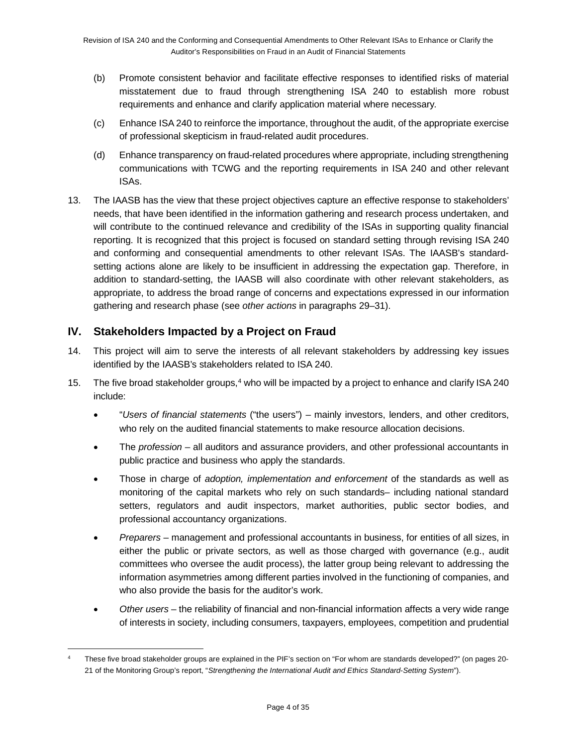(b) Promote consistent behavior and facilitate effective responses to identified risks of material misstatement due to fraud through strengthening ISA 240 to establish more robust requirements and enhance and clarify application material where necessary.

(c) Enhance ISA 240 to reinforce the importance, throughout the audit, of the appropriate exercise of professional skepticism in fraud-related audit procedures.

(d) Enhance transparency on fraud-related procedures where appropriate, including strengthening communications with TCWG and the reporting requirements in ISA 240 and other relevant ISAs.

13. The IAASB has the view that these project objectives capture an effective response to stakeholders' needs, that have been identified in the information gathering and research process undertaken, and will contribute to the continued relevance and credibility of the ISAs in supporting quality financial reporting. It is recognized that this project is focused on standard setting through revising ISA 240 and conforming and consequential amendments to other relevant ISAs. The IAASB's standard-setting actions alone are likely to be insufficient in addressing the expectation gap. Therefore, in addition to standard-setting, the IAASB will also coordinate with other relevant stakeholders, as appropriate, to address the broad range of concerns and expectations expressed in our information gathering and research phase (see *other actions* in paragraphs 29–31).

## IV. Stakeholders Impacted by a Project on Fraud

14. This project will aim to serve the interests of all relevant stakeholders by addressing key issues identified by the IAASB's stakeholders related to ISA 240.

15. The five broad stakeholder groups,[4] who will be impacted by a project to enhance and clarify ISA 240 include:

- "*Users of financial statements* ("the users") – mainly investors, lenders, and other creditors, who rely on the audited financial statements to make resource allocation decisions.
- The *profession* – all auditors and assurance providers, and other professional accountants in public practice and business who apply the standards.
- Those in charge of *adoption, implementation and enforcement* of the standards as well as monitoring of the capital markets who rely on such standards– including national standard setters, regulators and audit inspectors, market authorities, public sector bodies, and professional accountancy organizations.
- *Preparers* – management and professional accountants in business, for entities of all sizes, in either the public or private sectors, as well as those charged with governance (e.g., audit committees who oversee the audit process), the latter group being relevant to addressing the information asymmetries among different parties involved in the functioning of companies, and who also provide the basis for the auditor's work.
- *Other users* – the reliability of financial and non-financial information affects a very wide range of interests in society, including consumers, taxpayers, employees, competition and prudential

[4] These five broad stakeholder groups are explained in the PIF's section on "For whom are standards developed?" (on pages 20-21 of the Monitoring Group's report, "*Strengthening the International Audit and Ethics Standard-Setting System*").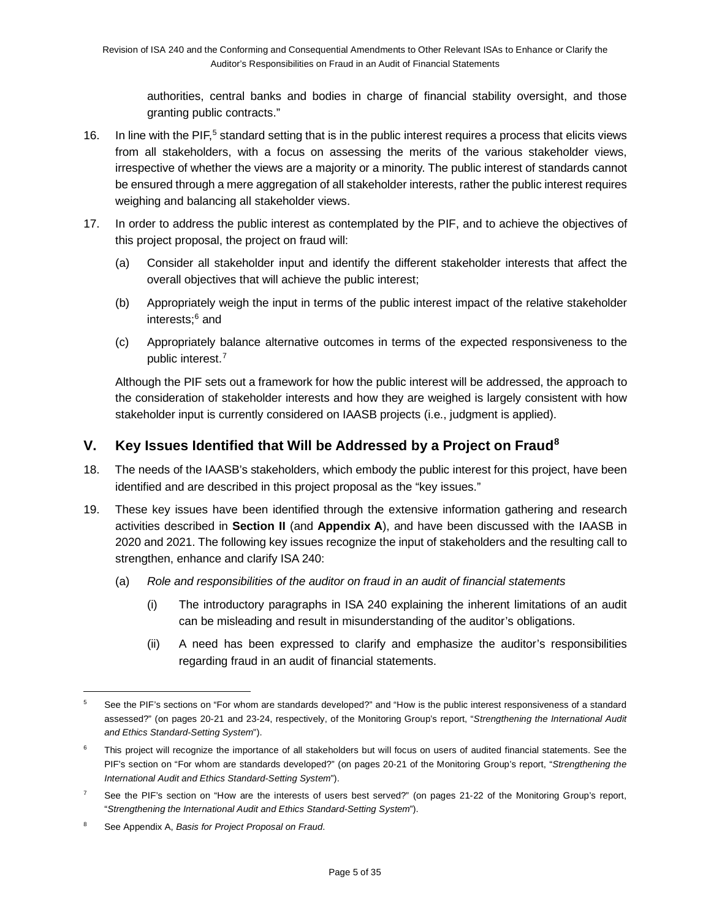authorities, central banks and bodies in charge of financial stability oversight, and those granting public contracts."

16. In line with the PIF,[5] standard setting that is in the public interest requires a process that elicits views from all stakeholders, with a focus on assessing the merits of the various stakeholder views, irrespective of whether the views are a majority or a minority. The public interest of standards cannot be ensured through a mere aggregation of all stakeholder interests, rather the public interest requires weighing and balancing all stakeholder views.

17. In order to address the public interest as contemplated by the PIF, and to achieve the objectives of this project proposal, the project on fraud will:

    (a) Consider all stakeholder input and identify the different stakeholder interests that affect the overall objectives that will achieve the public interest;

    (b) Appropriately weigh the input in terms of the public interest impact of the relative stakeholder interests;[6] and

    (c) Appropriately balance alternative outcomes in terms of the expected responsiveness to the public interest.[7]

    Although the PIF sets out a framework for how the public interest will be addressed, the approach to the consideration of stakeholder interests and how they are weighed is largely consistent with how stakeholder input is currently considered on IAASB projects (i.e., judgment is applied).

## V. Key Issues Identified that Will be Addressed by a Project on Fraud[8]

18. The needs of the IAASB's stakeholders, which embody the public interest for this project, have been identified and are described in this project proposal as the "key issues."

19. These key issues have been identified through the extensive information gathering and research activities described in **Section II** (and **Appendix A**), and have been discussed with the IAASB in 2020 and 2021. The following key issues recognize the input of stakeholders and the resulting call to strengthen, enhance and clarify ISA 240:

    (a) *Role and responsibilities of the auditor on fraud in an audit of financial statements*

        (i) The introductory paragraphs in ISA 240 explaining the inherent limitations of an audit can be misleading and result in misunderstanding of the auditor's obligations.

        (ii) A need has been expressed to clarify and emphasize the auditor's responsibilities regarding fraud in an audit of financial statements.

---

[5] See the PIF's sections on "For whom are standards developed?" and "How is the public interest responsiveness of a standard assessed?" (on pages 20-21 and 23-24, respectively, of the Monitoring Group's report, "*Strengthening the International Audit and Ethics Standard-Setting System*").

[6] This project will recognize the importance of all stakeholders but will focus on users of audited financial statements. See the PIF's section on "For whom are standards developed?" (on pages 20-21 of the Monitoring Group's report, "*Strengthening the International Audit and Ethics Standard-Setting System*").

[7] See the PIF's section on "How are the interests of users best served?" (on pages 21-22 of the Monitoring Group's report, "*Strengthening the International Audit and Ethics Standard-Setting System*").

[8] See Appendix A, *Basis for Project Proposal on Fraud*.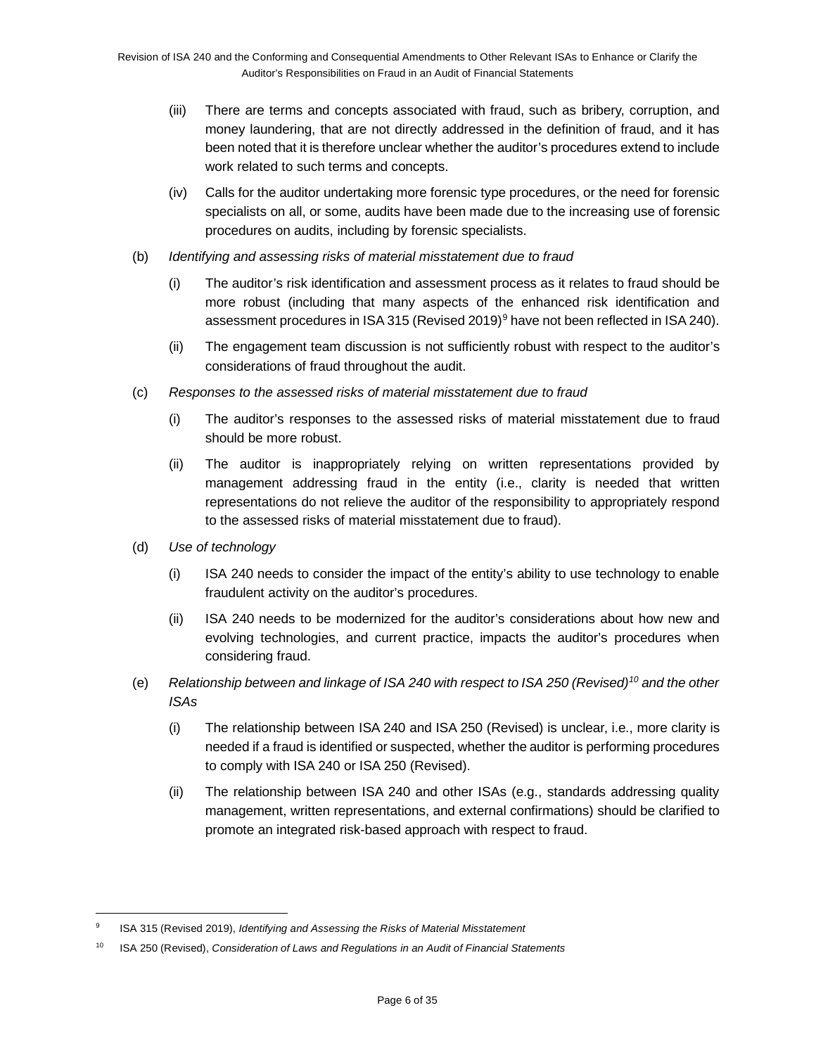(iii) There are terms and concepts associated with fraud, such as bribery, corruption, and money laundering, that are not directly addressed in the definition of fraud, and it has been noted that it is therefore unclear whether the auditor's procedures extend to include work related to such terms and concepts.

(iv) Calls for the auditor undertaking more forensic type procedures, or the need for forensic specialists on all, or some, audits have been made due to the increasing use of forensic procedures on audits, including by forensic specialists.

(b) *Identifying and assessing risks of material misstatement due to fraud*

(i) The auditor's risk identification and assessment process as it relates to fraud should be more robust (including that many aspects of the enhanced risk identification and assessment procedures in ISA 315 (Revised 2019)[9] have not been reflected in ISA 240).

(ii) The engagement team discussion is not sufficiently robust with respect to the auditor's considerations of fraud throughout the audit.

(c) *Responses to the assessed risks of material misstatement due to fraud*

(i) The auditor's responses to the assessed risks of material misstatement due to fraud should be more robust.

(ii) The auditor is inappropriately relying on written representations provided by management addressing fraud in the entity (i.e., clarity is needed that written representations do not relieve the auditor of the responsibility to appropriately respond to the assessed risks of material misstatement due to fraud).

(d) *Use of technology*

(i) ISA 240 needs to consider the impact of the entity's ability to use technology to enable fraudulent activity on the auditor's procedures.

(ii) ISA 240 needs to be modernized for the auditor's considerations about how new and evolving technologies, and current practice, impacts the auditor's procedures when considering fraud.

(e) *Relationship between and linkage of ISA 240 with respect to ISA 250 (Revised)[10] and the other ISAs*

(i) The relationship between ISA 240 and ISA 250 (Revised) is unclear, i.e., more clarity is needed if a fraud is identified or suspected, whether the auditor is performing procedures to comply with ISA 240 or ISA 250 (Revised).

(ii) The relationship between ISA 240 and other ISAs (e.g., standards addressing quality management, written representations, and external confirmations) should be clarified to promote an integrated risk-based approach with respect to fraud.

---

[9] ISA 315 (Revised 2019), *Identifying and Assessing the Risks of Material Misstatement*

[10] ISA 250 (Revised), *Consideration of Laws and Regulations in an Audit of Financial Statements*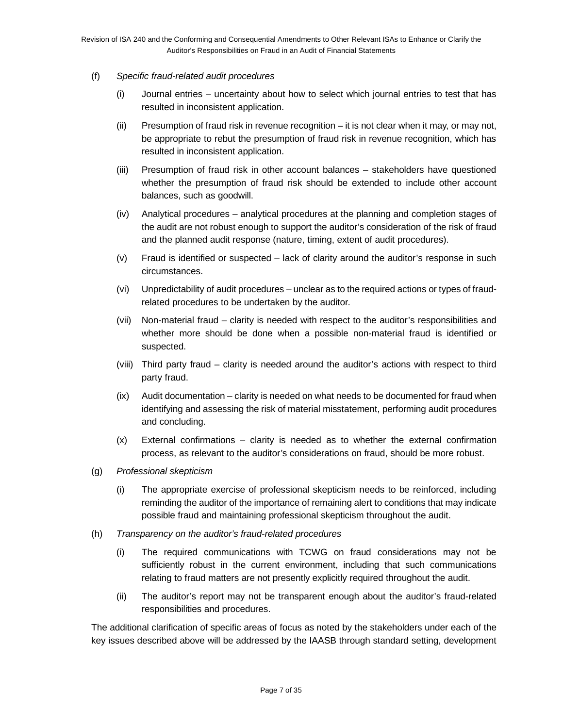(f) *Specific fraud-related audit procedures*

(i) Journal entries – uncertainty about how to select which journal entries to test that has resulted in inconsistent application.

(ii) Presumption of fraud risk in revenue recognition – it is not clear when it may, or may not, be appropriate to rebut the presumption of fraud risk in revenue recognition, which has resulted in inconsistent application.

(iii) Presumption of fraud risk in other account balances – stakeholders have questioned whether the presumption of fraud risk should be extended to include other account balances, such as goodwill.

(iv) Analytical procedures – analytical procedures at the planning and completion stages of the audit are not robust enough to support the auditor's consideration of the risk of fraud and the planned audit response (nature, timing, extent of audit procedures).

(v) Fraud is identified or suspected – lack of clarity around the auditor's response in such circumstances.

(vi) Unpredictability of audit procedures – unclear as to the required actions or types of fraud-related procedures to be undertaken by the auditor.

(vii) Non-material fraud – clarity is needed with respect to the auditor's responsibilities and whether more should be done when a possible non-material fraud is identified or suspected.

(viii) Third party fraud – clarity is needed around the auditor's actions with respect to third party fraud.

(ix) Audit documentation – clarity is needed on what needs to be documented for fraud when identifying and assessing the risk of material misstatement, performing audit procedures and concluding.

(x) External confirmations – clarity is needed as to whether the external confirmation process, as relevant to the auditor's considerations on fraud, should be more robust.

(g) *Professional skepticism*

(i) The appropriate exercise of professional skepticism needs to be reinforced, including reminding the auditor of the importance of remaining alert to conditions that may indicate possible fraud and maintaining professional skepticism throughout the audit.

(h) *Transparency on the auditor's fraud-related procedures*

(i) The required communications with TCWG on fraud considerations may not be sufficiently robust in the current environment, including that such communications relating to fraud matters are not presently explicitly required throughout the audit.

(ii) The auditor's report may not be transparent enough about the auditor's fraud-related responsibilities and procedures.

The additional clarification of specific areas of focus as noted by the stakeholders under each of the key issues described above will be addressed by the IAASB through standard setting, development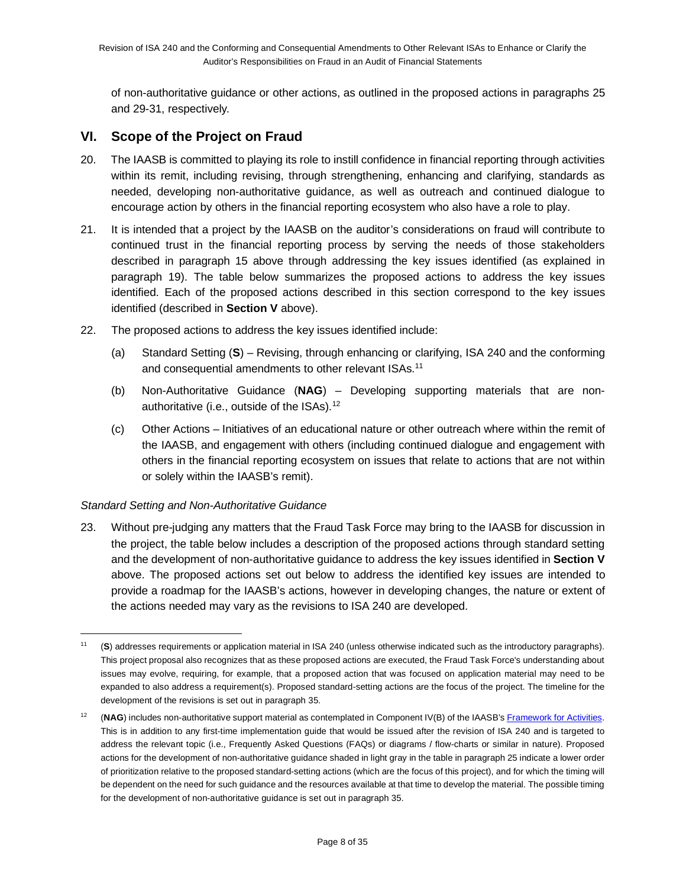of non-authoritative guidance or other actions, as outlined in the proposed actions in paragraphs 25 and 29-31, respectively.

## VI. Scope of the Project on Fraud

20. The IAASB is committed to playing its role to instill confidence in financial reporting through activities within its remit, including revising, through strengthening, enhancing and clarifying, standards as needed, developing non-authoritative guidance, as well as outreach and continued dialogue to encourage action by others in the financial reporting ecosystem who also have a role to play.

21. It is intended that a project by the IAASB on the auditor's considerations on fraud will contribute to continued trust in the financial reporting process by serving the needs of those stakeholders described in paragraph 15 above through addressing the key issues identified (as explained in paragraph 19). The table below summarizes the proposed actions to address the key issues identified. Each of the proposed actions described in this section correspond to the key issues identified (described in **Section V** above).

22. The proposed actions to address the key issues identified include:

    (a) Standard Setting (**S**) – Revising, through enhancing or clarifying, ISA 240 and the conforming and consequential amendments to other relevant ISAs.[11]

    (b) Non-Authoritative Guidance (**NAG**) – Developing *s*upporting materials that are non-authoritative (i.e., outside of the ISAs).[12]

    (c) Other Actions – Initiatives of an educational nature or other outreach where within the remit of the IAASB, and engagement with others (including continued dialogue and engagement with others in the financial reporting ecosystem on issues that relate to actions that are not within or solely within the IAASB's remit).

*Standard Setting and Non-Authoritative Guidance*

23. Without pre-judging any matters that the Fraud Task Force may bring to the IAASB for discussion in the project, the table below includes a description of the proposed actions through standard setting and the development of non-authoritative guidance to address the key issues identified in **Section V** above. The proposed actions set out below to address the identified key issues are intended to provide a roadmap for the IAASB's actions, however in developing changes, the nature or extent of the actions needed may vary as the revisions to ISA 240 are developed.

---

[11] (**S**) addresses requirements or application material in ISA 240 (unless otherwise indicated such as the introductory paragraphs). This project proposal also recognizes that as these proposed actions are executed, the Fraud Task Force's understanding about issues may evolve, requiring, for example, that a proposed action that was focused on application material may need to be expanded to also address a requirement(s). Proposed standard-setting actions are the focus of the project. The timeline for the development of the revisions is set out in paragraph 35.

[12] (**NAG**) includes non-authoritative support material as contemplated in Component IV(B) of the IAASB's Framework for Activities. This is in addition to any first-time implementation guide that would be issued after the revision of ISA 240 and is targeted to address the relevant topic (i.e., Frequently Asked Questions (FAQs) or diagrams / flow-charts or similar in nature). Proposed actions for the development of non-authoritative guidance shaded in light gray in the table in paragraph 25 indicate a lower order of prioritization relative to the proposed standard-setting actions (which are the focus of this project), and for which the timing will be dependent on the need for such guidance and the resources available at that time to develop the material. The possible timing for the development of non-authoritative guidance is set out in paragraph 35.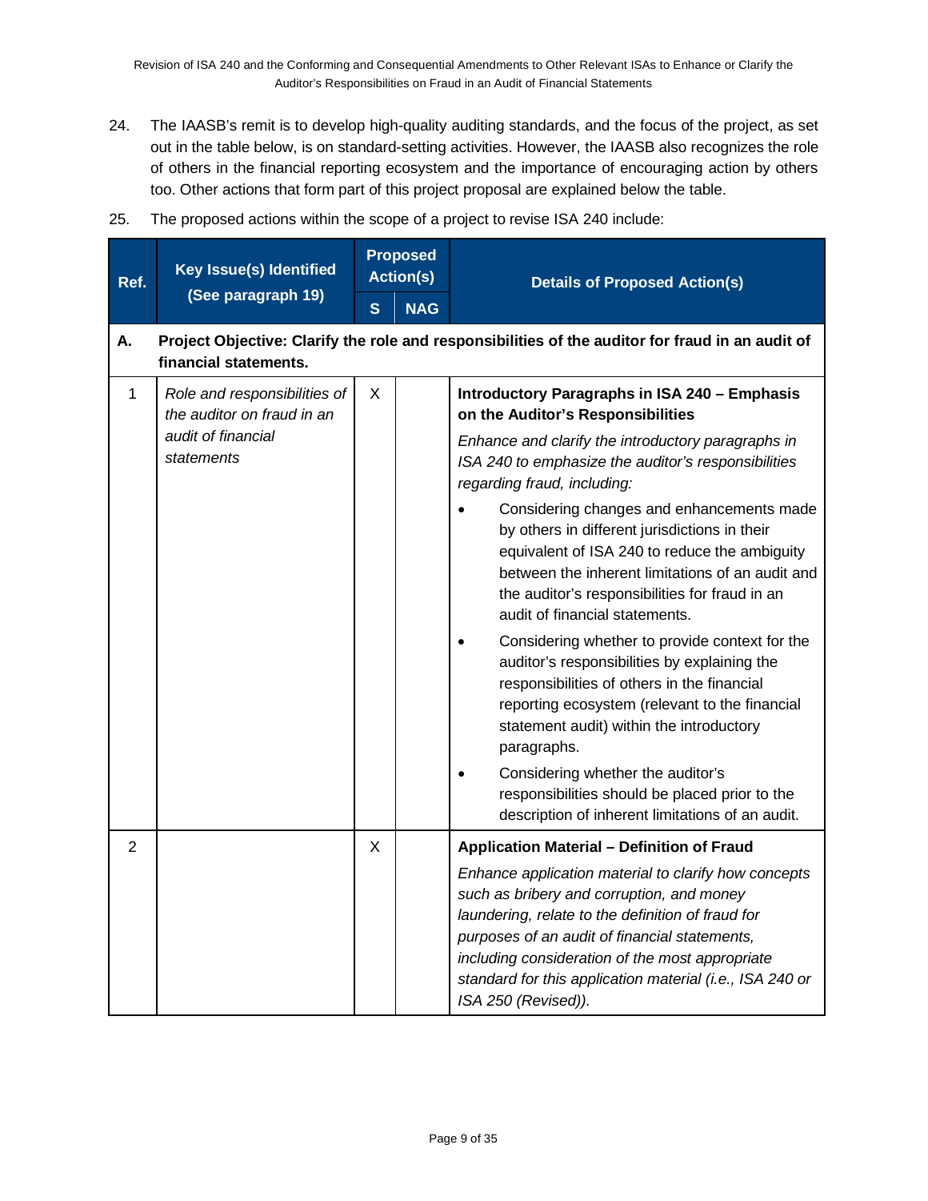24. The IAASB's remit is to develop high-quality auditing standards, and the focus of the project, as set out in the table below, is on standard-setting activities. However, the IAASB also recognizes the role of others in the financial reporting ecosystem and the importance of encouraging action by others too. Other actions that form part of this project proposal are explained below the table.

25. The proposed actions within the scope of a project to revise ISA 240 include:

| Ref. | Key Issue(s) Identified (See paragraph 19) | Proposed Action(s) | | Details of Proposed Action(s) |
|---|---|---|---|---|
| | | **S** | **NAG** | |
| **A.** | **Project Objective: Clarify the role and responsibilities of the auditor for fraud in an audit of financial statements.** | | | |
| 1 | *Role and responsibilities of the auditor on fraud in an audit of financial statements* | X | | **Introductory Paragraphs in ISA 240 – Emphasis on the Auditor's Responsibilities**<br>*Enhance and clarify the introductory paragraphs in ISA 240 to emphasize the auditor's responsibilities regarding fraud, including:*<br>• Considering changes and enhancements made by others in different jurisdictions in their equivalent of ISA 240 to reduce the ambiguity between the inherent limitations of an audit and the auditor's responsibilities for fraud in an audit of financial statements.<br>• Considering whether to provide context for the auditor's responsibilities by explaining the responsibilities of others in the financial reporting ecosystem (relevant to the financial statement audit) within the introductory paragraphs.<br>• Considering whether the auditor's responsibilities should be placed prior to the description of inherent limitations of an audit. |
| 2 | | X | | **Application Material – Definition of Fraud**<br>*Enhance application material to clarify how concepts such as bribery and corruption, and money laundering, relate to the definition of fraud for purposes of an audit of financial statements, including consideration of the most appropriate standard for this application material (i.e., ISA 240 or ISA 250 (Revised)).* |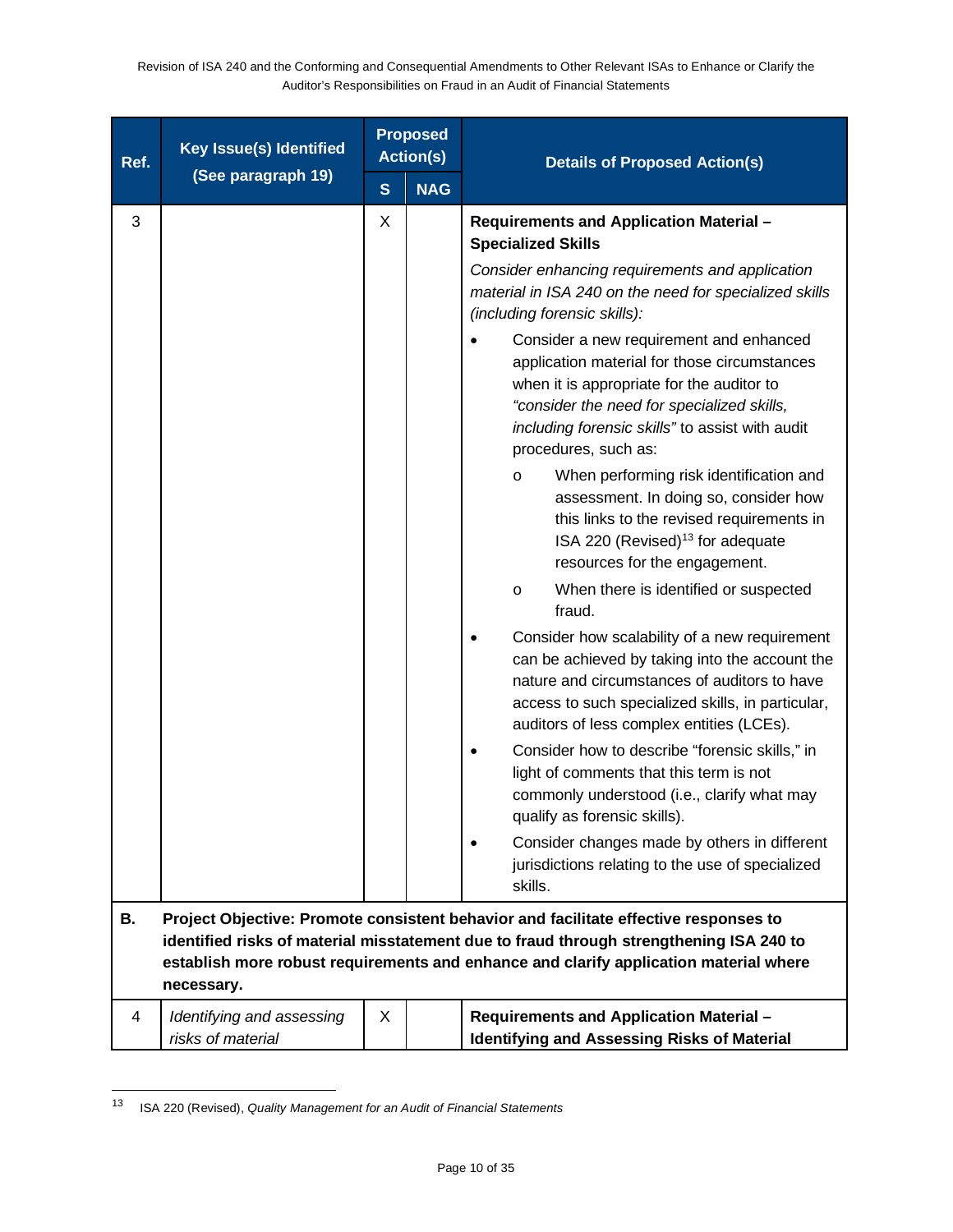| Ref. | Key Issue(s) Identified (See paragraph 19) | Proposed Action(s) | | Details of Proposed Action(s) |
|---|---|---|---|---|
| | | S | NAG | |
| 3 | | X | | **Requirements and Application Material – Specialized Skills**<br>*Consider enhancing requirements and application material in ISA 240 on the need for specialized skills (including forensic skills):*<br>• Consider a new requirement and enhanced application material for those circumstances when it is appropriate for the auditor to *"consider the need for specialized skills, including forensic skills"* to assist with audit procedures, such as:<br>o When performing risk identification and assessment. In doing so, consider how this links to the revised requirements in ISA 220 (Revised)[13] for adequate resources for the engagement.<br>o When there is identified or suspected fraud.<br>• Consider how scalability of a new requirement can be achieved by taking into the account the nature and circumstances of auditors to have access to such specialized skills, in particular, auditors of less complex entities (LCEs).<br>• Consider how to describe "forensic skills," in light of comments that this term is not commonly understood (i.e., clarify what may qualify as forensic skills).<br>• Consider changes made by others in different jurisdictions relating to the use of specialized skills. |
| **B.** | **Project Objective: Promote consistent behavior and facilitate effective responses to identified risks of material misstatement due to fraud through strengthening ISA 240 to establish more robust requirements and enhance and clarify application material where necessary.** | | | |
| 4 | *Identifying and assessing risks of material* | X | | **Requirements and Application Material – Identifying and Assessing Risks of Material** |

[13] ISA 220 (Revised), *Quality Management for an Audit of Financial Statements*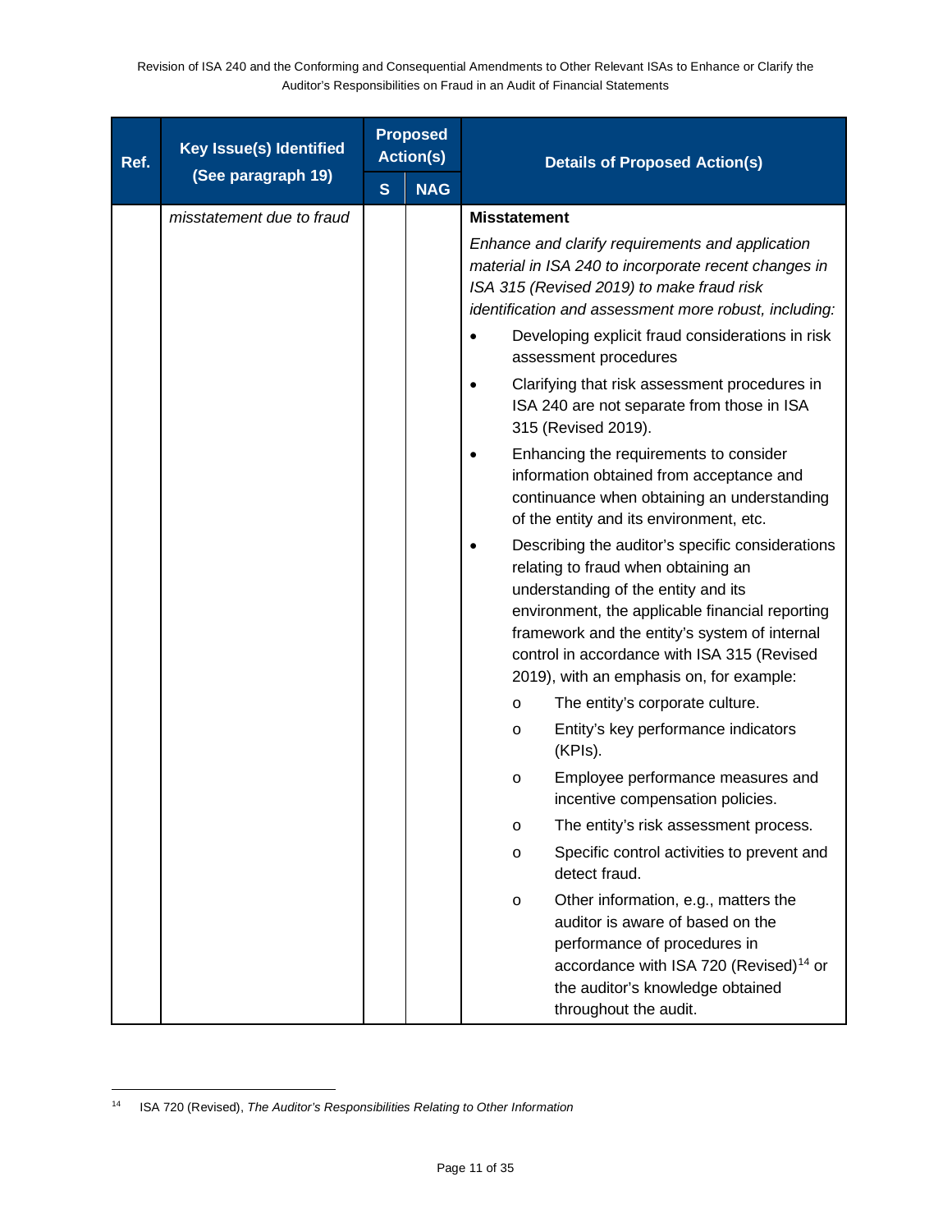| Ref. | Key Issue(s) Identified (See paragraph 19) | Proposed Action(s) | | Details of Proposed Action(s) |
|---|---|---|---|---|
| | | S | NAG | |
| | *misstatement due to fraud* | | | **Misstatement**<br><br>*Enhance and clarify requirements and application material in ISA 240 to incorporate recent changes in ISA 315 (Revised 2019) to make fraud risk identification and assessment more robust, including:*<br><br>• Developing explicit fraud considerations in risk assessment procedures<br><br>• Clarifying that risk assessment procedures in ISA 240 are not separate from those in ISA 315 (Revised 2019).<br><br>• Enhancing the requirements to consider information obtained from acceptance and continuance when obtaining an understanding of the entity and its environment, etc.<br><br>• Describing the auditor's specific considerations relating to fraud when obtaining an understanding of the entity and its environment, the applicable financial reporting framework and the entity's system of internal control in accordance with ISA 315 (Revised 2019), with an emphasis on, for example:<br><br>o The entity's corporate culture.<br><br>o Entity's key performance indicators (KPIs).<br><br>o Employee performance measures and incentive compensation policies.<br><br>o The entity's risk assessment process.<br><br>o Specific control activities to prevent and detect fraud.<br><br>o Other information, e.g., matters the auditor is aware of based on the performance of procedures in accordance with ISA 720 (Revised)[14] or the auditor's knowledge obtained throughout the audit. |

[14] ISA 720 (Revised), *The Auditor's Responsibilities Relating to Other Information*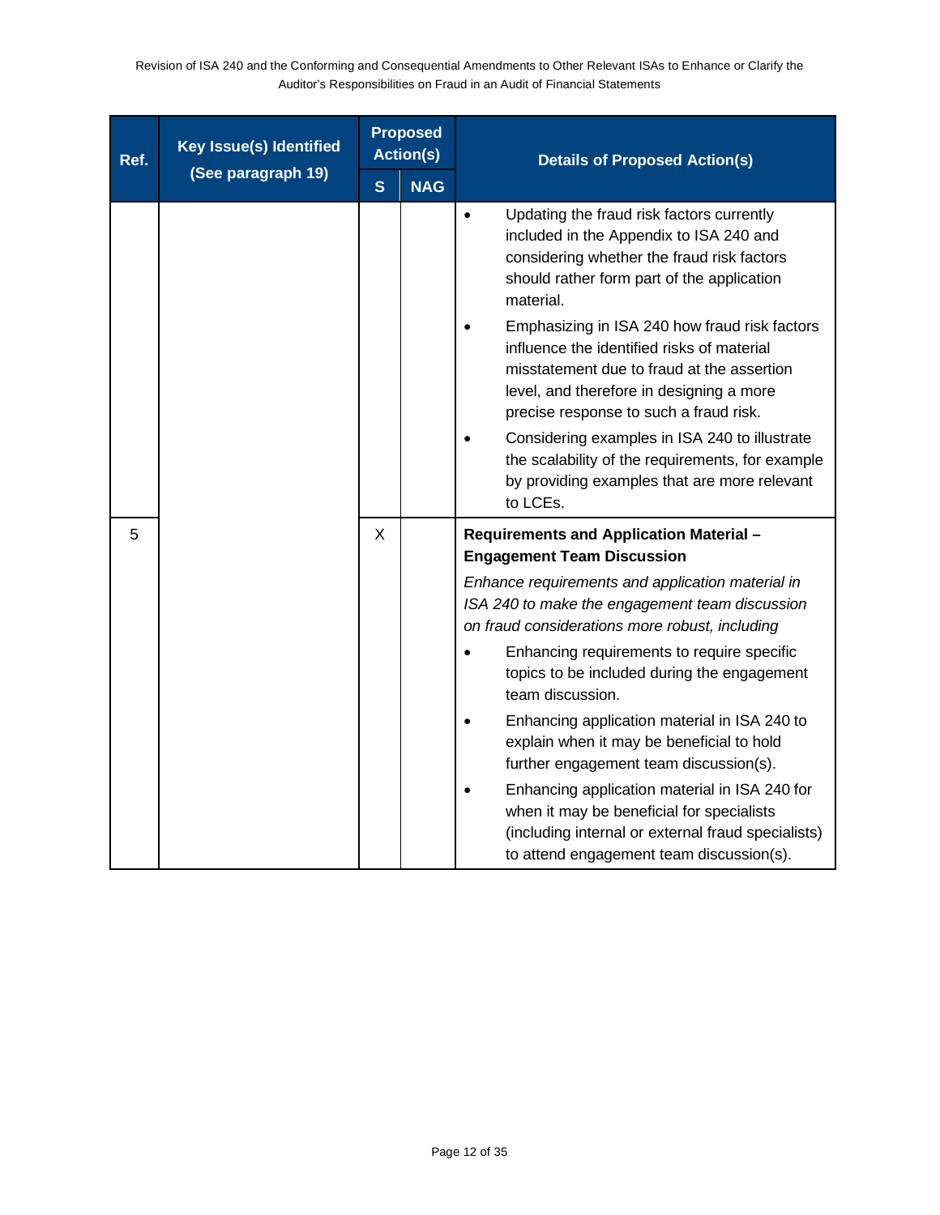| Ref. | Key Issue(s) Identified (See paragraph 19) | Proposed Action(s) | | Details of Proposed Action(s) |
|---|---|---|---|---|
| | | S | NAG | |
| | | | | • Updating the fraud risk factors currently included in the Appendix to ISA 240 and considering whether the fraud risk factors should rather form part of the application material.<br>• Emphasizing in ISA 240 how fraud risk factors influence the identified risks of material misstatement due to fraud at the assertion level, and therefore in designing a more precise response to such a fraud risk.<br>• Considering examples in ISA 240 to illustrate the scalability of the requirements, for example by providing examples that are more relevant to LCEs. |
| 5 | | X | | **Requirements and Application Material – Engagement Team Discussion**<br>*Enhance requirements and application material in ISA 240 to make the engagement team discussion on fraud considerations more robust, including*<br>• Enhancing requirements to require specific topics to be included during the engagement team discussion.<br>• Enhancing application material in ISA 240 to explain when it may be beneficial to hold further engagement team discussion(s).<br>• Enhancing application material in ISA 240 for when it may be beneficial for specialists (including internal or external fraud specialists) to attend engagement team discussion(s). |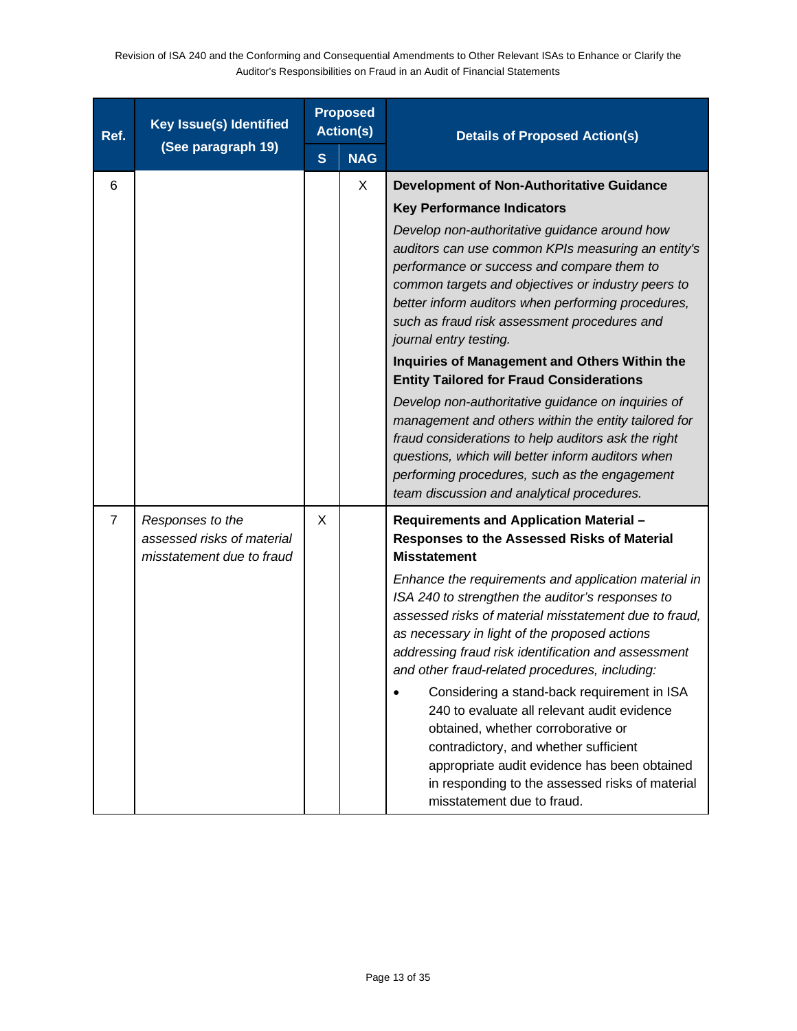| Ref. | Key Issue(s) Identified (See paragraph 19) | Proposed Action(s) | | Details of Proposed Action(s) |
|---|---|---|---|---|
| | | S | NAG | |
| 6 | | | X | **Development of Non-Authoritative Guidance**<br><br>**Key Performance Indicators**<br><br>*Develop non-authoritative guidance around how auditors can use common KPIs measuring an entity's performance or success and compare them to common targets and objectives or industry peers to better inform auditors when performing procedures, such as fraud risk assessment procedures and journal entry testing.*<br><br>**Inquiries of Management and Others Within the Entity Tailored for Fraud Considerations**<br><br>*Develop non-authoritative guidance on inquiries of management and others within the entity tailored for fraud considerations to help auditors ask the right questions, which will better inform auditors when performing procedures, such as the engagement team discussion and analytical procedures.* |
| 7 | *Responses to the assessed risks of material misstatement due to fraud* | X | | **Requirements and Application Material – Responses to the Assessed Risks of Material Misstatement**<br><br>*Enhance the requirements and application material in ISA 240 to strengthen the auditor's responses to assessed risks of material misstatement due to fraud, as necessary in light of the proposed actions addressing fraud risk identification and assessment and other fraud-related procedures, including:*<br><br>• Considering a stand-back requirement in ISA 240 to evaluate all relevant audit evidence obtained, whether corroborative or contradictory, and whether sufficient appropriate audit evidence has been obtained in responding to the assessed risks of material misstatement due to fraud. |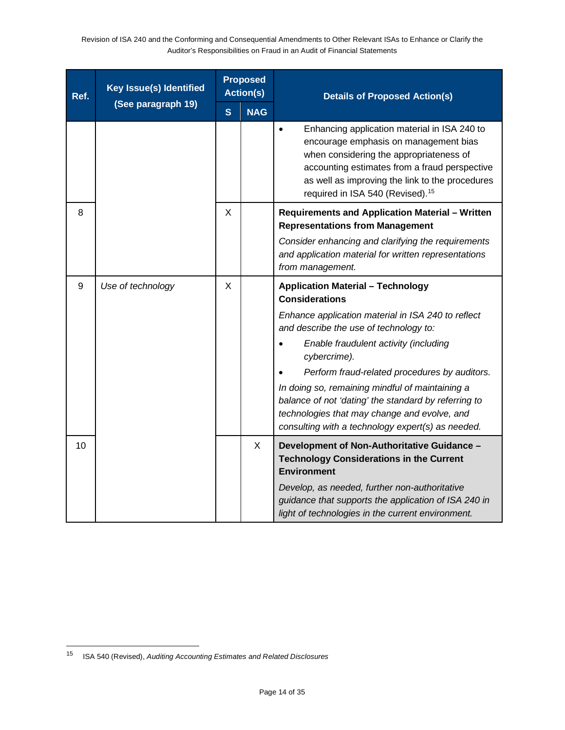| Ref. | Key Issue(s) Identified (See paragraph 19) | Proposed Action(s) | | Details of Proposed Action(s) |
|---|---|---|---|---|
| | | S | NAG | |
| | | | | • Enhancing application material in ISA 240 to encourage emphasis on management bias when considering the appropriateness of accounting estimates from a fraud perspective as well as improving the link to the procedures required in ISA 540 (Revised).[15] |
| 8 | | X | | **Requirements and Application Material – Written Representations from Management**<br>*Consider enhancing and clarifying the requirements and application material for written representations from management.* |
| 9 | *Use of technology* | X | | **Application Material – Technology Considerations**<br>*Enhance application material in ISA 240 to reflect and describe the use of technology to:*<br>• *Enable fraudulent activity (including cybercrime).*<br>• *Perform fraud-related procedures by auditors.*<br>*In doing so, remaining mindful of maintaining a balance of not 'dating' the standard by referring to technologies that may change and evolve, and consulting with a technology expert(s) as needed.* |
| 10 | | | X | **Development of Non-Authoritative Guidance – Technology Considerations in the Current Environment**<br>*Develop, as needed, further non-authoritative guidance that supports the application of ISA 240 in light of technologies in the current environment.* |

[15] ISA 540 (Revised), *Auditing Accounting Estimates and Related Disclosures*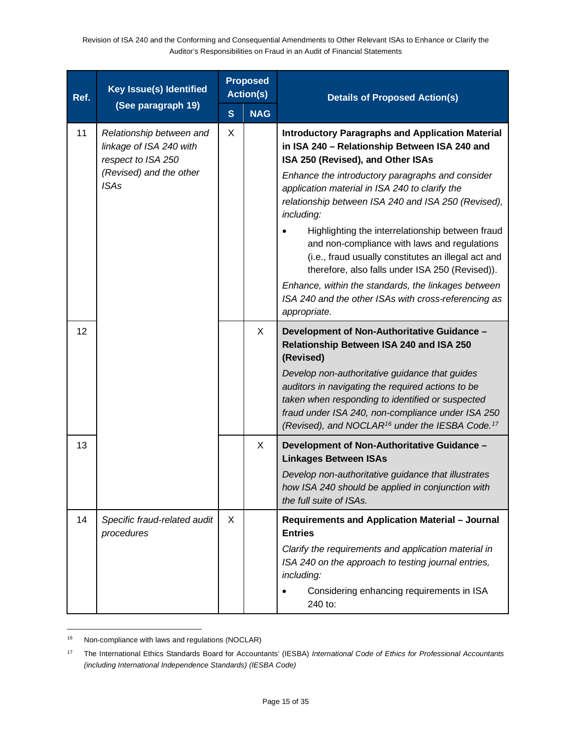| Ref. | Key Issue(s) Identified (See paragraph 19) | Proposed Action(s) | | Details of Proposed Action(s) |
|---|---|---|---|---|
| | | **S** | **NAG** | |
| 11 | *Relationship between and linkage of ISA 240 with respect to ISA 250 (Revised) and the other ISAs* | X | | **Introductory Paragraphs and Application Material in ISA 240 – Relationship Between ISA 240 and ISA 250 (Revised), and Other ISAs**<br>*Enhance the introductory paragraphs and consider application material in ISA 240 to clarify the relationship between ISA 240 and ISA 250 (Revised), including:*<br>• Highlighting the interrelationship between fraud and non-compliance with laws and regulations (i.e., fraud usually constitutes an illegal act and therefore, also falls under ISA 250 (Revised)).<br>*Enhance, within the standards, the linkages between ISA 240 and the other ISAs with cross-referencing as appropriate.* |
| 12 | | | X | **Development of Non-Authoritative Guidance – Relationship Between ISA 240 and ISA 250 (Revised)**<br>*Develop non-authoritative guidance that guides auditors in navigating the required actions to be taken when responding to identified or suspected fraud under ISA 240, non-compliance under ISA 250 (Revised), and NOCLAR[16] under the IESBA Code.[17]* |
| 13 | | | X | **Development of Non-Authoritative Guidance – Linkages Between ISAs**<br>*Develop non-authoritative guidance that illustrates how ISA 240 should be applied in conjunction with the full suite of ISAs.* |
| 14 | *Specific fraud-related audit procedures* | X | | **Requirements and Application Material – Journal Entries**<br>*Clarify the requirements and application material in ISA 240 on the approach to testing journal entries, including:*<br>• Considering enhancing requirements in ISA 240 to: |

[16] Non-compliance with laws and regulations (NOCLAR)

[17] The International Ethics Standards Board for Accountants' (IESBA) *International Code of Ethics for Professional Accountants (including International Independence Standards) (IESBA Code)*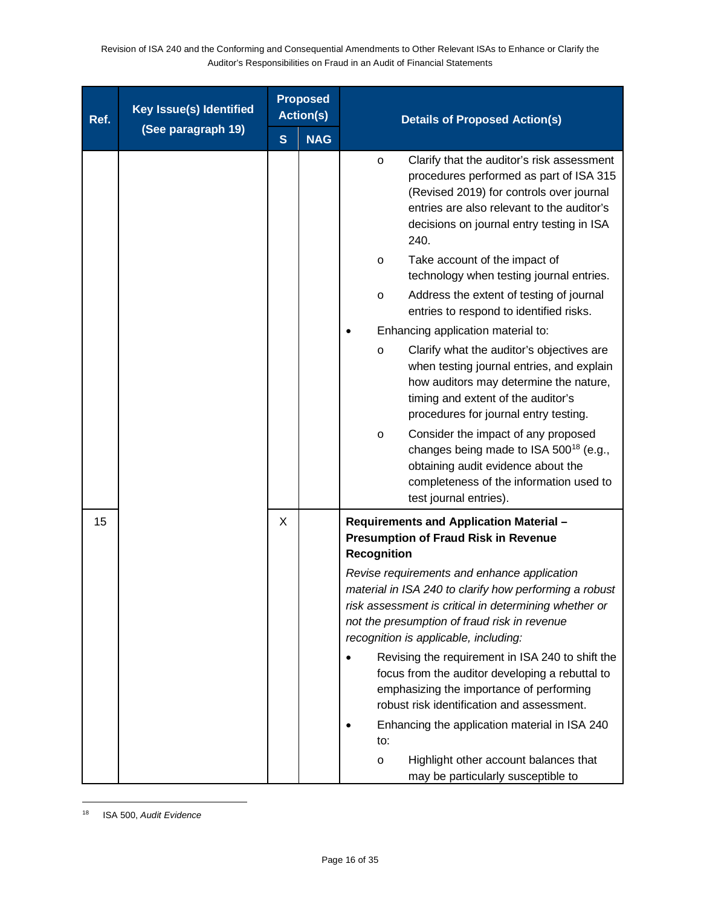| Ref. | Key Issue(s) Identified (See paragraph 19) | Proposed Action(s) | | Details of Proposed Action(s) |
|---|---|---|---|---|
| | | S | NAG | |
| | | | | o Clarify that the auditor's risk assessment procedures performed as part of ISA 315 (Revised 2019) for controls over journal entries are also relevant to the auditor's decisions on journal entry testing in ISA 240.<br>o Take account of the impact of technology when testing journal entries.<br>o Address the extent of testing of journal entries to respond to identified risks.<br>• Enhancing application material to:<br>o Clarify what the auditor's objectives are when testing journal entries, and explain how auditors may determine the nature, timing and extent of the auditor's procedures for journal entry testing.<br>o Consider the impact of any proposed changes being made to ISA 500[18] (e.g., obtaining audit evidence about the completeness of the information used to test journal entries). |
| 15 | | X | | **Requirements and Application Material – Presumption of Fraud Risk in Revenue Recognition**<br>*Revise requirements and enhance application material in ISA 240 to clarify how performing a robust risk assessment is critical in determining whether or not the presumption of fraud risk in revenue recognition is applicable, including:*<br>• Revising the requirement in ISA 240 to shift the focus from the auditor developing a rebuttal to emphasizing the importance of performing robust risk identification and assessment.<br>• Enhancing the application material in ISA 240 to:<br>o Highlight other account balances that may be particularly susceptible to |

[18] ISA 500, *Audit Evidence*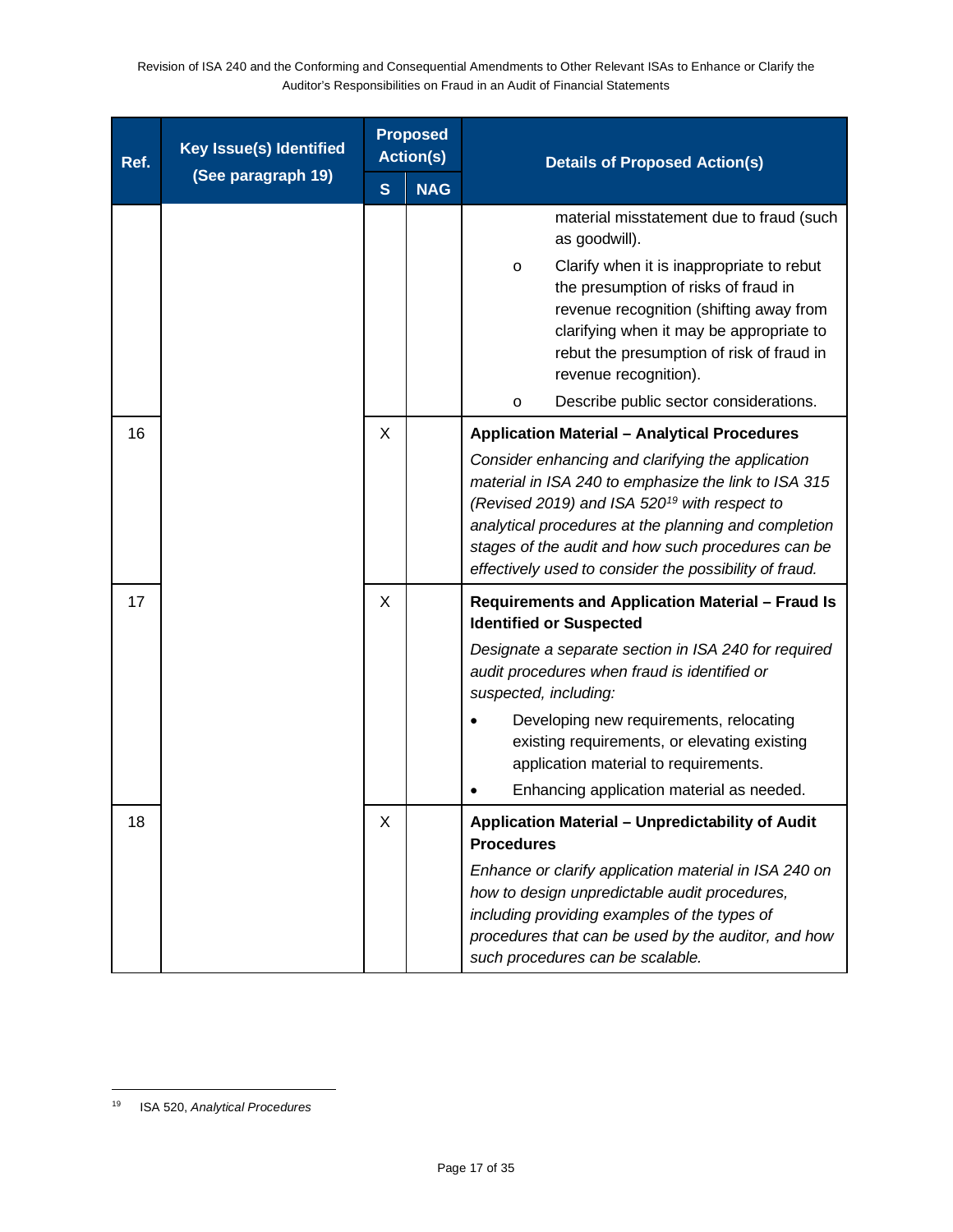| Ref. | Key Issue(s) Identified (See paragraph 19) | Proposed Action(s) | | Details of Proposed Action(s) |
|---|---|---|---|---|
| | | S | NAG | |
| | | | | material misstatement due to fraud (such as goodwill).<br>o Clarify when it is inappropriate to rebut the presumption of risks of fraud in revenue recognition (shifting away from clarifying when it may be appropriate to rebut the presumption of risk of fraud in revenue recognition).<br>o Describe public sector considerations. |
| 16 | | X | | **Application Material – Analytical Procedures**<br>*Consider enhancing and clarifying the application material in ISA 240 to emphasize the link to ISA 315 (Revised 2019) and ISA 520[19] with respect to analytical procedures at the planning and completion stages of the audit and how such procedures can be effectively used to consider the possibility of fraud.* |
| 17 | | X | | **Requirements and Application Material – Fraud Is Identified or Suspected**<br>*Designate a separate section in ISA 240 for required audit procedures when fraud is identified or suspected, including:*<br>• Developing new requirements, relocating existing requirements, or elevating existing application material to requirements.<br>• Enhancing application material as needed. |
| 18 | | X | | **Application Material – Unpredictability of Audit Procedures**<br>*Enhance or clarify application material in ISA 240 on how to design unpredictable audit procedures, including providing examples of the types of procedures that can be used by the auditor, and how such procedures can be scalable.* |

[19] ISA 520, *Analytical Procedures*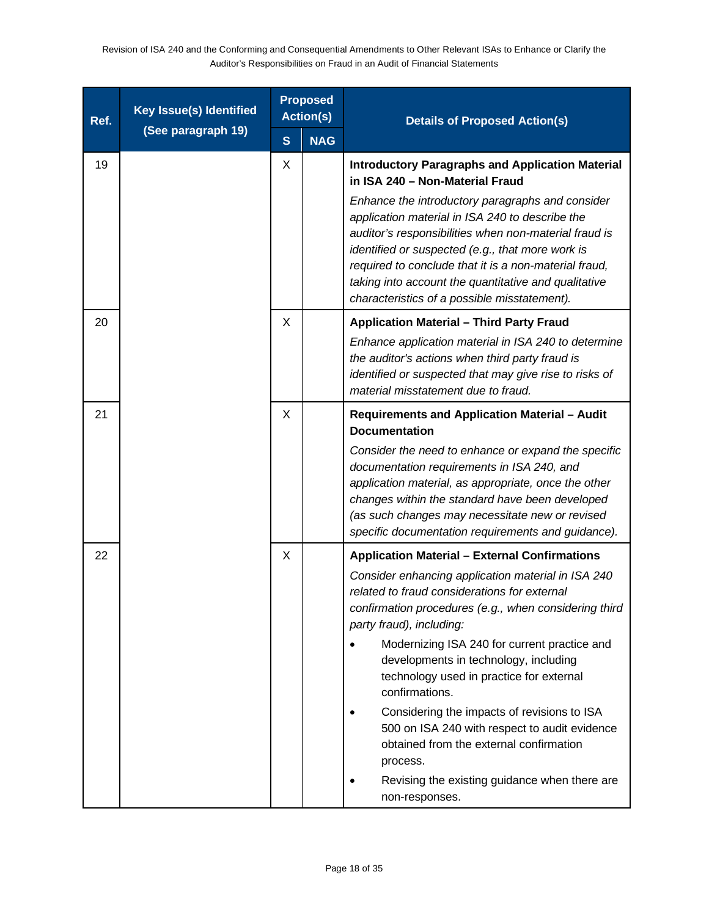| Ref. | Key Issue(s) Identified (See paragraph 19) | Proposed Action(s) | | Details of Proposed Action(s) |
|---|---|---|---|---|
| | | S | NAG | |
| 19 | | X | | **Introductory Paragraphs and Application Material in ISA 240 – Non-Material Fraud**<br>*Enhance the introductory paragraphs and consider application material in ISA 240 to describe the auditor's responsibilities when non-material fraud is identified or suspected (e.g., that more work is required to conclude that it is a non-material fraud, taking into account the quantitative and qualitative characteristics of a possible misstatement).* |
| 20 | | X | | **Application Material – Third Party Fraud**<br>*Enhance application material in ISA 240 to determine the auditor's actions when third party fraud is identified or suspected that may give rise to risks of material misstatement due to fraud.* |
| 21 | | X | | **Requirements and Application Material – Audit Documentation**<br>*Consider the need to enhance or expand the specific documentation requirements in ISA 240, and application material, as appropriate, once the other changes within the standard have been developed (as such changes may necessitate new or revised specific documentation requirements and guidance).* |
| 22 | | X | | **Application Material – External Confirmations**<br>*Consider enhancing application material in ISA 240 related to fraud considerations for external confirmation procedures (e.g., when considering third party fraud), including:*<br>• Modernizing ISA 240 for current practice and developments in technology, including technology used in practice for external confirmations.<br>• Considering the impacts of revisions to ISA 500 on ISA 240 with respect to audit evidence obtained from the external confirmation process.<br>• Revising the existing guidance when there are non-responses. |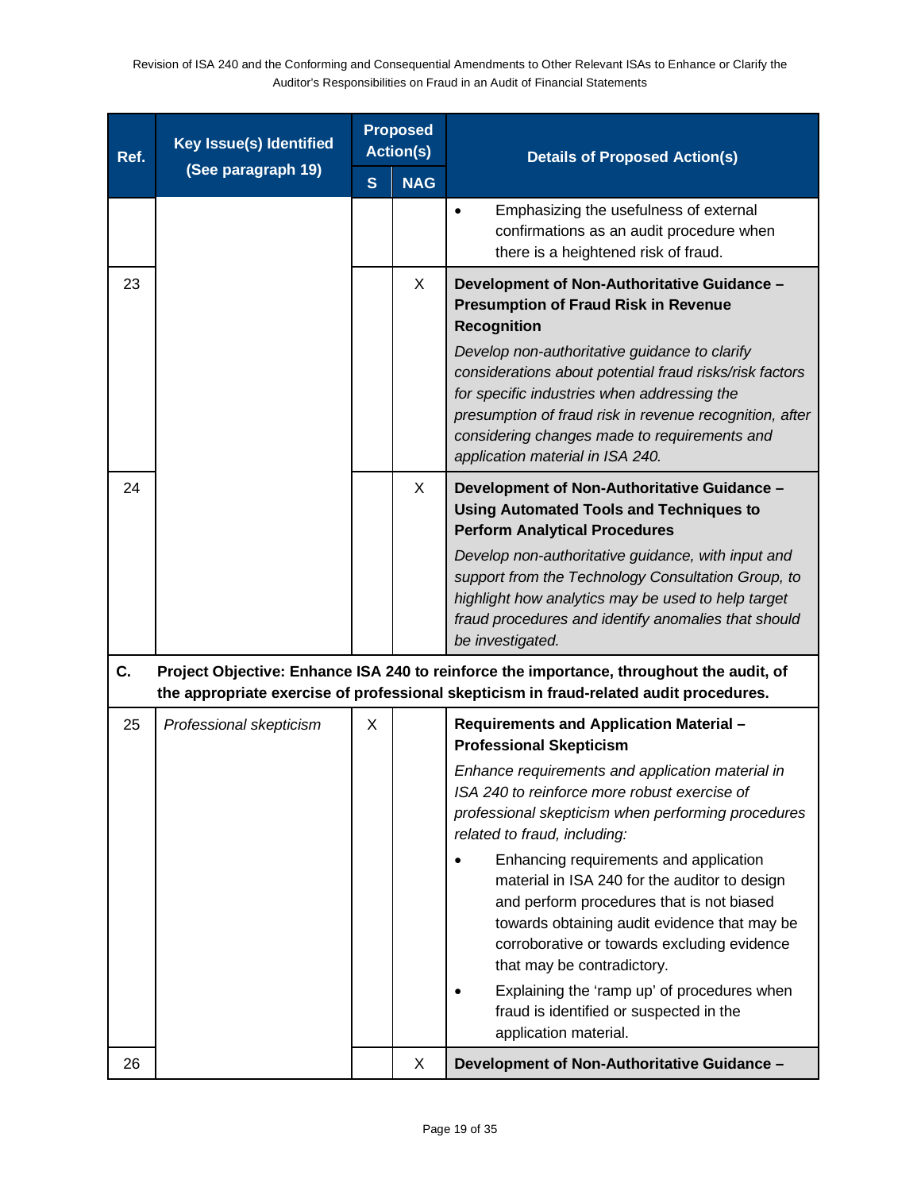| Ref. | Key Issue(s) Identified (See paragraph 19) | Proposed Action(s) | | Details of Proposed Action(s) |
|---|---|---|---|---|
| | | S | NAG | |
| | | | | • Emphasizing the usefulness of external confirmations as an audit procedure when there is a heightened risk of fraud. |
| 23 | | | X | **Development of Non-Authoritative Guidance – Presumption of Fraud Risk in Revenue Recognition** *Develop non-authoritative guidance to clarify considerations about potential fraud risks/risk factors for specific industries when addressing the presumption of fraud risk in revenue recognition, after considering changes made to requirements and application material in ISA 240.* |
| 24 | | | X | **Development of Non-Authoritative Guidance – Using Automated Tools and Techniques to Perform Analytical Procedures** *Develop non-authoritative guidance, with input and support from the Technology Consultation Group, to highlight how analytics may be used to help target fraud procedures and identify anomalies that should be investigated.* |
| **C.** | **Project Objective: Enhance ISA 240 to reinforce the importance, throughout the audit, of the appropriate exercise of professional skepticism in fraud-related audit procedures.** | | | |
| 25 | *Professional skepticism* | X | | **Requirements and Application Material – Professional Skepticism** *Enhance requirements and application material in ISA 240 to reinforce more robust exercise of professional skepticism when performing procedures related to fraud, including:* • Enhancing requirements and application material in ISA 240 for the auditor to design and perform procedures that is not biased towards obtaining audit evidence that may be corroborative or towards excluding evidence that may be contradictory. • Explaining the 'ramp up' of procedures when fraud is identified or suspected in the application material. |
| 26 | | | X | **Development of Non-Authoritative Guidance –** |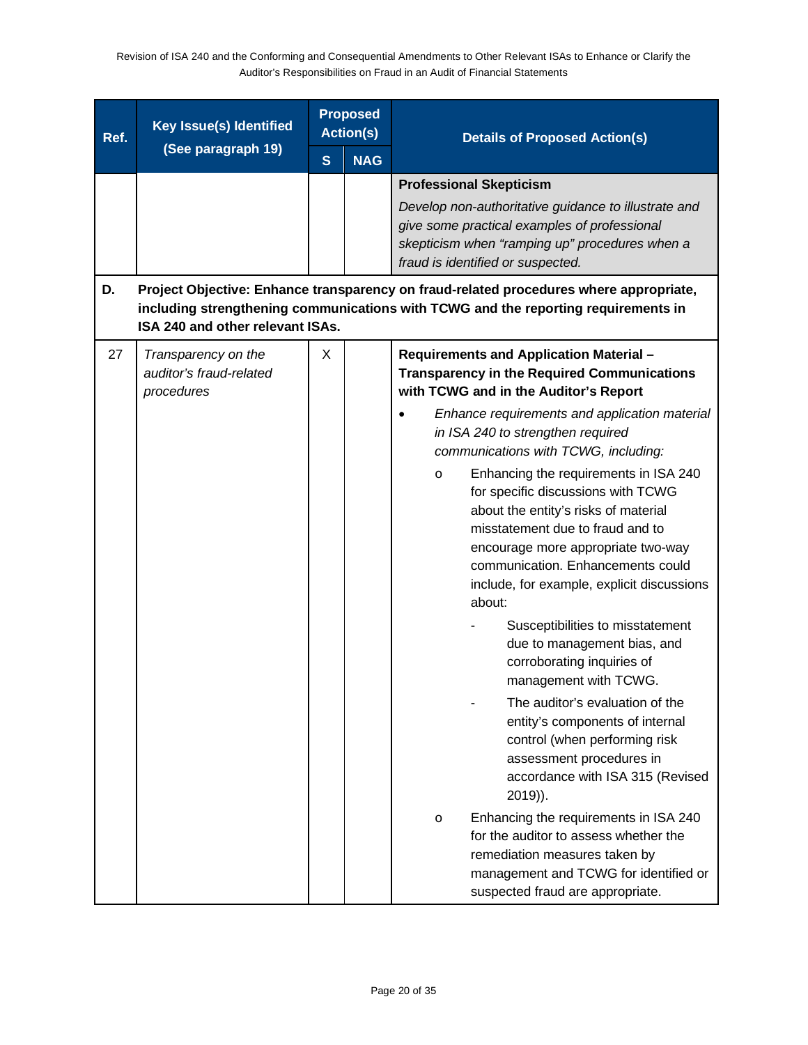| Ref. | Key Issue(s) Identified (See paragraph 19) | Proposed Action(s) | | Details of Proposed Action(s) |
|---|---|---|---|---|
| | | S | NAG | |
| | | | | **Professional Skepticism**<br>*Develop non-authoritative guidance to illustrate and give some practical examples of professional skepticism when "ramping up" procedures when a fraud is identified or suspected.* |
| **D.** | **Project Objective: Enhance transparency on fraud-related procedures where appropriate, including strengthening communications with TCWG and the reporting requirements in ISA 240 and other relevant ISAs.** | | | |
| 27 | *Transparency on the auditor's fraud-related procedures* | X | | **Requirements and Application Material – Transparency in the Required Communications with TCWG and in the Auditor's Report**<br>• *Enhance requirements and application material in ISA 240 to strengthen required communications with TCWG, including:*<br>o Enhancing the requirements in ISA 240 for specific discussions with TCWG about the entity's risks of material misstatement due to fraud and to encourage more appropriate two-way communication. Enhancements could include, for example, explicit discussions about:<br>- Susceptibilities to misstatement due to management bias, and corroborating inquiries of management with TCWG.<br>- The auditor's evaluation of the entity's components of internal control (when performing risk assessment procedures in accordance with ISA 315 (Revised 2019)).<br>o Enhancing the requirements in ISA 240 for the auditor to assess whether the remediation measures taken by management and TCWG for identified or suspected fraud are appropriate. |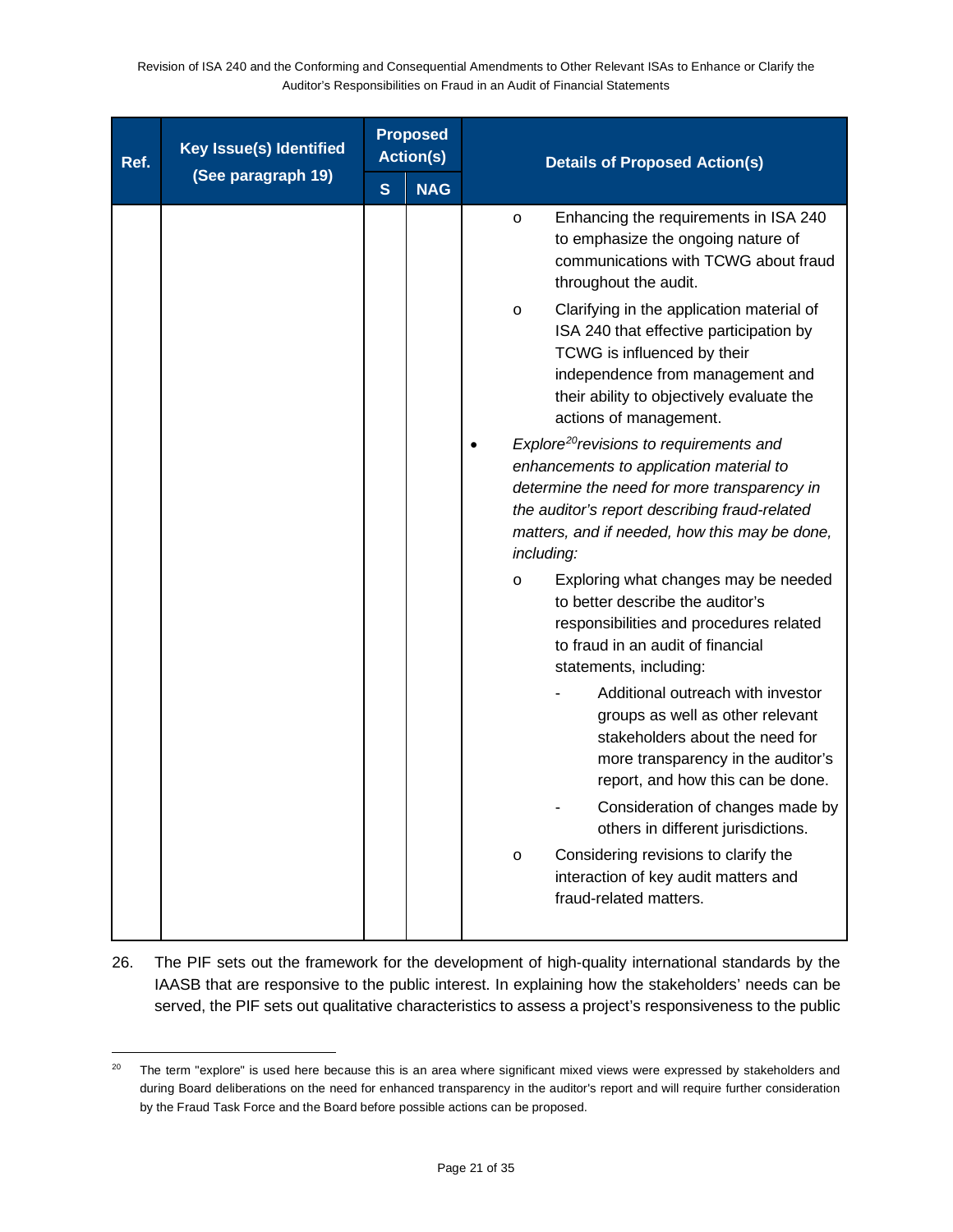| Ref. | Key Issue(s) Identified (See paragraph 19) | Proposed Action(s) | | Details of Proposed Action(s) |
|---|---|---|---|---|
| | | S | NAG | |
| | | | | o Enhancing the requirements in ISA 240 to emphasize the ongoing nature of communications with TCWG about fraud throughout the audit.<br>o Clarifying in the application material of ISA 240 that effective participation by TCWG is influenced by their independence from management and their ability to objectively evaluate the actions of management.<br>• *Explore[20] revisions to requirements and enhancements to application material to determine the need for more transparency in the auditor's report describing fraud-related matters, and if needed, how this may be done, including:*<br>o Exploring what changes may be needed to better describe the auditor's responsibilities and procedures related to fraud in an audit of financial statements, including:<br>- Additional outreach with investor groups as well as other relevant stakeholders about the need for more transparency in the auditor's report, and how this can be done.<br>- Consideration of changes made by others in different jurisdictions.<br>o Considering revisions to clarify the interaction of key audit matters and fraud-related matters. |

26. The PIF sets out the framework for the development of high-quality international standards by the IAASB that are responsive to the public interest. In explaining how the stakeholders' needs can be served, the PIF sets out qualitative characteristics to assess a project's responsiveness to the public

[20] The term "explore" is used here because this is an area where significant mixed views were expressed by stakeholders and during Board deliberations on the need for enhanced transparency in the auditor's report and will require further consideration by the Fraud Task Force and the Board before possible actions can be proposed.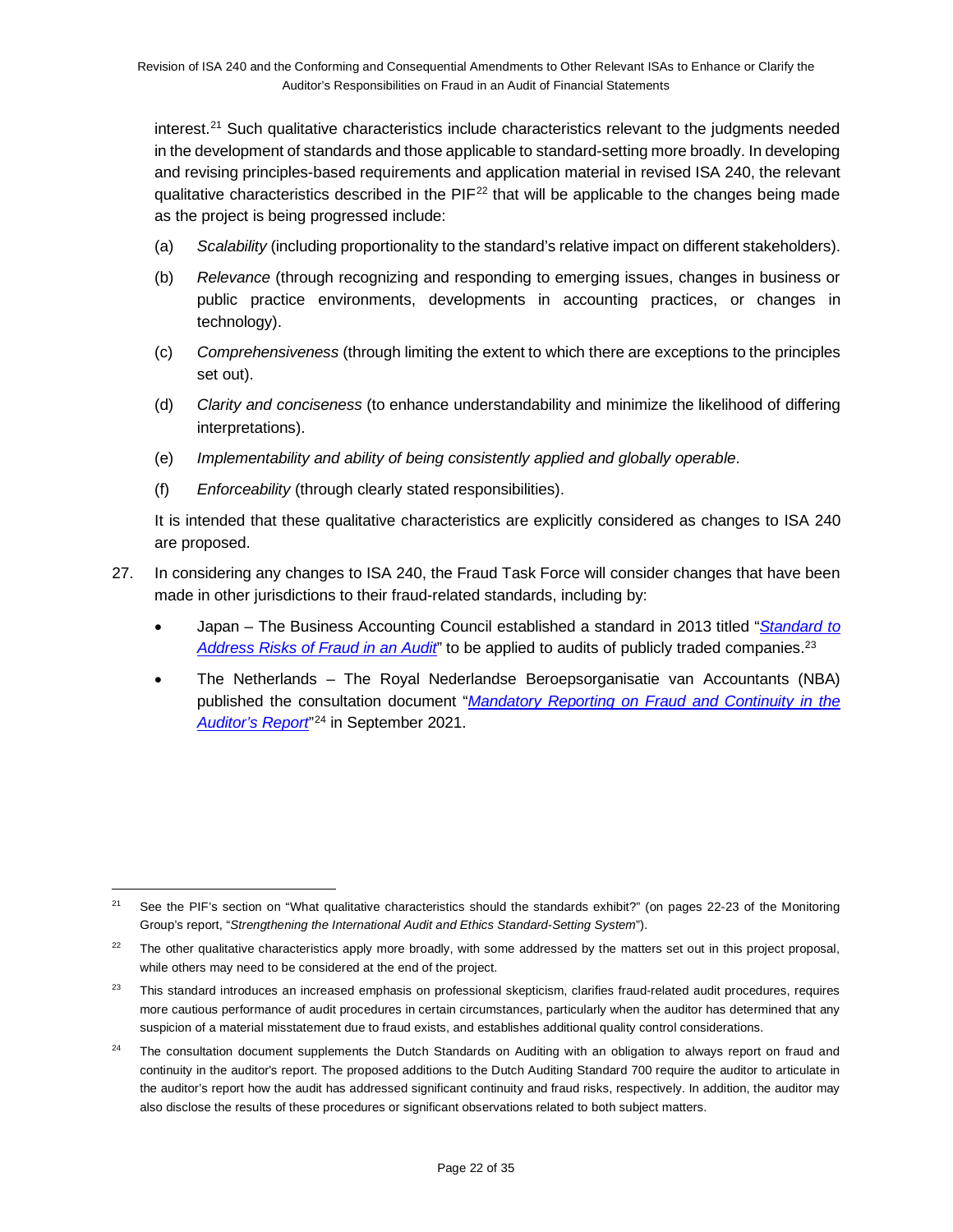interest.[21] Such qualitative characteristics include characteristics relevant to the judgments needed in the development of standards and those applicable to standard-setting more broadly. In developing and revising principles-based requirements and application material in revised ISA 240, the relevant qualitative characteristics described in the PIF[22] that will be applicable to the changes being made as the project is being progressed include:

(a) *Scalability* (including proportionality to the standard's relative impact on different stakeholders).

(b) *Relevance* (through recognizing and responding to emerging issues, changes in business or public practice environments, developments in accounting practices, or changes in technology).

(c) *Comprehensiveness* (through limiting the extent to which there are exceptions to the principles set out).

(d) *Clarity and conciseness* (to enhance understandability and minimize the likelihood of differing interpretations).

(e) *Implementability and ability of being consistently applied and globally operable*.

(f) *Enforceability* (through clearly stated responsibilities).

It is intended that these qualitative characteristics are explicitly considered as changes to ISA 240 are proposed.

27. In considering any changes to ISA 240, the Fraud Task Force will consider changes that have been made in other jurisdictions to their fraud-related standards, including by:

- Japan – The Business Accounting Council established a standard in 2013 titled "*Standard to Address Risks of Fraud in an Audit*" to be applied to audits of publicly traded companies.[23]
- The Netherlands – The Royal Nederlandse Beroepsorganisatie van Accountants (NBA) published the consultation document "*Mandatory Reporting on Fraud and Continuity in the Auditor's Report*"[24] in September 2021.

---

[21] See the PIF's section on "What qualitative characteristics should the standards exhibit?" (on pages 22-23 of the Monitoring Group's report, "*Strengthening the International Audit and Ethics Standard-Setting System*").

[22] The other qualitative characteristics apply more broadly, with some addressed by the matters set out in this project proposal, while others may need to be considered at the end of the project.

[23] This standard introduces an increased emphasis on professional skepticism, clarifies fraud-related audit procedures, requires more cautious performance of audit procedures in certain circumstances, particularly when the auditor has determined that any suspicion of a material misstatement due to fraud exists, and establishes additional quality control considerations.

[24] The consultation document supplements the Dutch Standards on Auditing with an obligation to always report on fraud and continuity in the auditor's report. The proposed additions to the Dutch Auditing Standard 700 require the auditor to articulate in the auditor's report how the audit has addressed significant continuity and fraud risks, respectively. In addition, the auditor may also disclose the results of these procedures or significant observations related to both subject matters.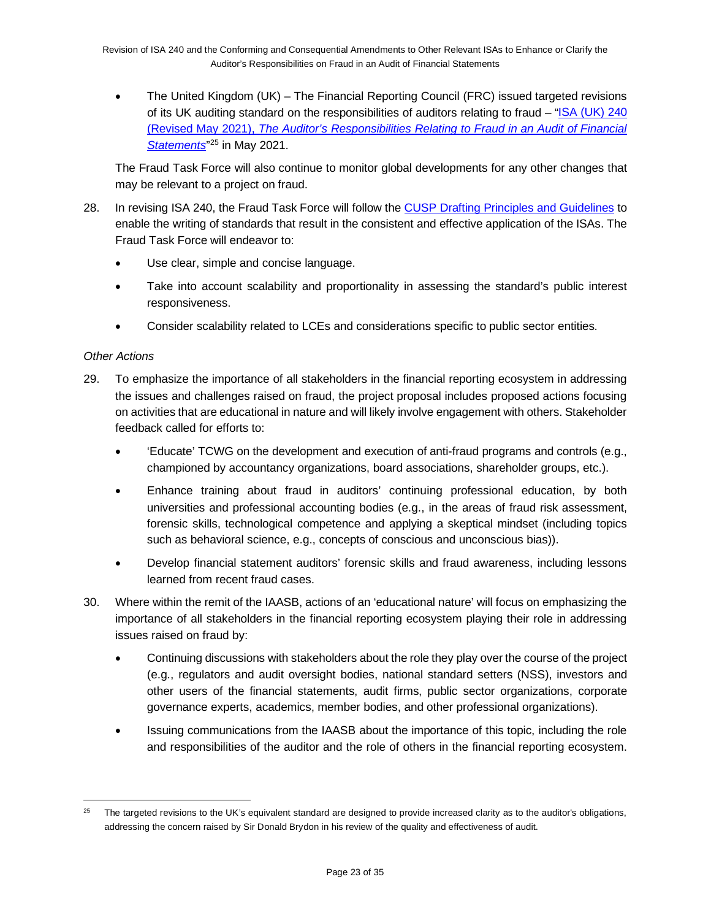- The United Kingdom (UK) – The Financial Reporting Council (FRC) issued targeted revisions of its UK auditing standard on the responsibilities of auditors relating to fraud – "ISA (UK) 240 (Revised May 2021), *The Auditor's Responsibilities Relating to Fraud in an Audit of Financial Statements*"[25] in May 2021.

The Fraud Task Force will also continue to monitor global developments for any other changes that may be relevant to a project on fraud.

28. In revising ISA 240, the Fraud Task Force will follow the CUSP Drafting Principles and Guidelines to enable the writing of standards that result in the consistent and effective application of the ISAs. The Fraud Task Force will endeavor to:
    - Use clear, simple and concise language.
    - Take into account scalability and proportionality in assessing the standard's public interest responsiveness.
    - Consider scalability related to LCEs and considerations specific to public sector entities.

*Other Actions*

29. To emphasize the importance of all stakeholders in the financial reporting ecosystem in addressing the issues and challenges raised on fraud, the project proposal includes proposed actions focusing on activities that are educational in nature and will likely involve engagement with others. Stakeholder feedback called for efforts to:
    - 'Educate' TCWG on the development and execution of anti-fraud programs and controls (e.g., championed by accountancy organizations, board associations, shareholder groups, etc.).
    - Enhance training about fraud in auditors' continuing professional education, by both universities and professional accounting bodies (e.g., in the areas of fraud risk assessment, forensic skills, technological competence and applying a skeptical mindset (including topics such as behavioral science, e.g., concepts of conscious and unconscious bias)).
    - Develop financial statement auditors' forensic skills and fraud awareness, including lessons learned from recent fraud cases.
30. Where within the remit of the IAASB, actions of an 'educational nature' will focus on emphasizing the importance of all stakeholders in the financial reporting ecosystem playing their role in addressing issues raised on fraud by:
    - Continuing discussions with stakeholders about the role they play over the course of the project (e.g., regulators and audit oversight bodies, national standard setters (NSS), investors and other users of the financial statements, audit firms, public sector organizations, corporate governance experts, academics, member bodies, and other professional organizations).
    - Issuing communications from the IAASB about the importance of this topic, including the role and responsibilities of the auditor and the role of others in the financial reporting ecosystem.

---

[25] The targeted revisions to the UK's equivalent standard are designed to provide increased clarity as to the auditor's obligations, addressing the concern raised by Sir Donald Brydon in his review of the quality and effectiveness of audit.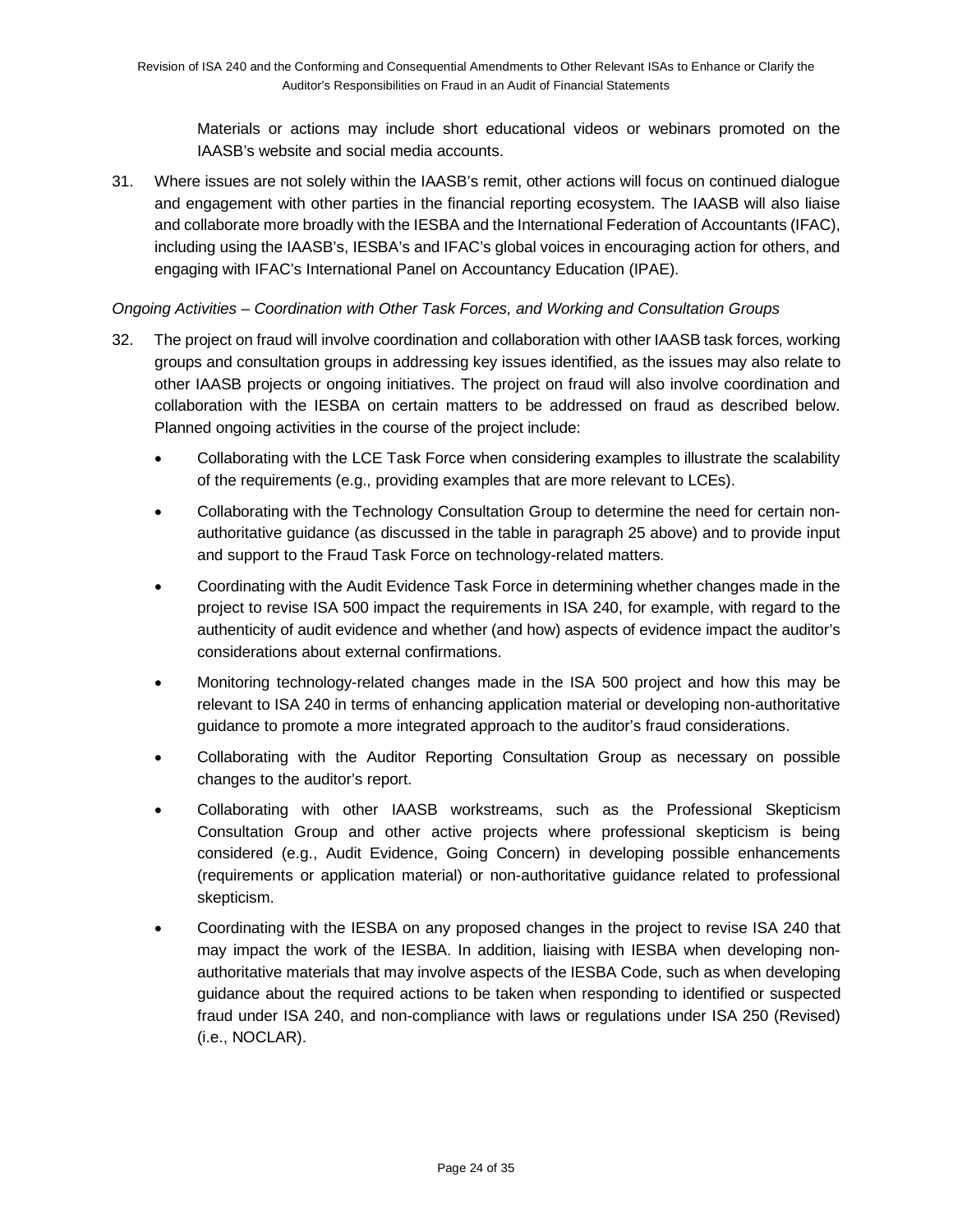Materials or actions may include short educational videos or webinars promoted on the IAASB's website and social media accounts.

31. Where issues are not solely within the IAASB's remit, other actions will focus on continued dialogue and engagement with other parties in the financial reporting ecosystem. The IAASB will also liaise and collaborate more broadly with the IESBA and the International Federation of Accountants (IFAC), including using the IAASB's, IESBA's and IFAC's global voices in encouraging action for others, and engaging with IFAC's International Panel on Accountancy Education (IPAE).

*Ongoing Activities – Coordination with Other Task Forces, and Working and Consultation Groups*

32. The project on fraud will involve coordination and collaboration with other IAASB task forces, working groups and consultation groups in addressing key issues identified, as the issues may also relate to other IAASB projects or ongoing initiatives. The project on fraud will also involve coordination and collaboration with the IESBA on certain matters to be addressed on fraud as described below. Planned ongoing activities in the course of the project include:

    - Collaborating with the LCE Task Force when considering examples to illustrate the scalability of the requirements (e.g., providing examples that are more relevant to LCEs).
    - Collaborating with the Technology Consultation Group to determine the need for certain non-authoritative guidance (as discussed in the table in paragraph 25 above) and to provide input and support to the Fraud Task Force on technology-related matters.
    - Coordinating with the Audit Evidence Task Force in determining whether changes made in the project to revise ISA 500 impact the requirements in ISA 240, for example, with regard to the authenticity of audit evidence and whether (and how) aspects of evidence impact the auditor's considerations about external confirmations.
    - Monitoring technology-related changes made in the ISA 500 project and how this may be relevant to ISA 240 in terms of enhancing application material or developing non-authoritative guidance to promote a more integrated approach to the auditor's fraud considerations.
    - Collaborating with the Auditor Reporting Consultation Group as necessary on possible changes to the auditor's report.
    - Collaborating with other IAASB workstreams, such as the Professional Skepticism Consultation Group and other active projects where professional skepticism is being considered (e.g., Audit Evidence, Going Concern) in developing possible enhancements (requirements or application material) or non-authoritative guidance related to professional skepticism.
    - Coordinating with the IESBA on any proposed changes in the project to revise ISA 240 that may impact the work of the IESBA. In addition, liaising with IESBA when developing non-authoritative materials that may involve aspects of the IESBA Code, such as when developing guidance about the required actions to be taken when responding to identified or suspected fraud under ISA 240, and non-compliance with laws or regulations under ISA 250 (Revised) (i.e., NOCLAR).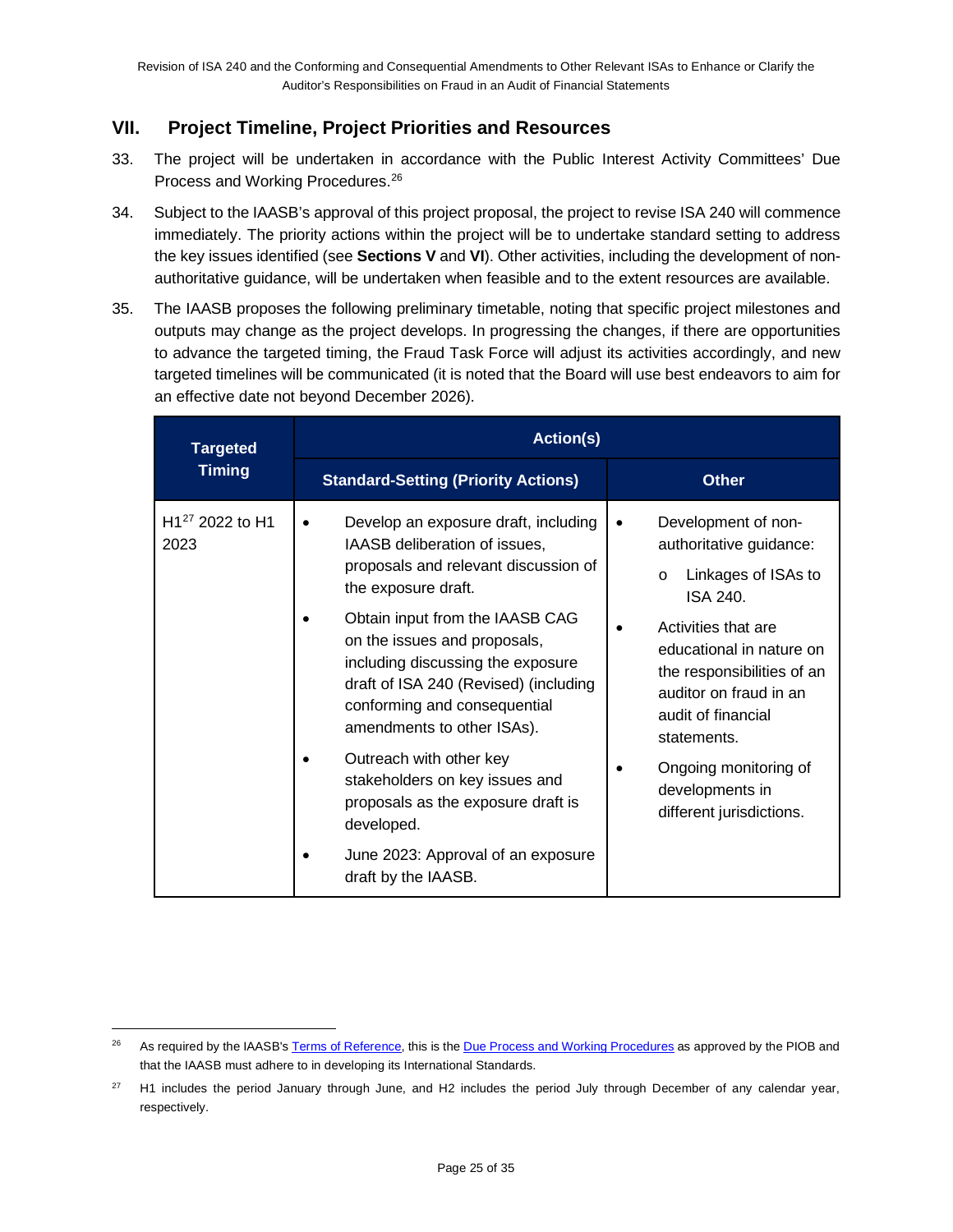## VII. Project Timeline, Project Priorities and Resources

33. The project will be undertaken in accordance with the Public Interest Activity Committees' Due Process and Working Procedures.[26]

34. Subject to the IAASB's approval of this project proposal, the project to revise ISA 240 will commence immediately. The priority actions within the project will be to undertake standard setting to address the key issues identified (see **Sections V** and **VI**). Other activities, including the development of non-authoritative guidance, will be undertaken when feasible and to the extent resources are available.

35. The IAASB proposes the following preliminary timetable, noting that specific project milestones and outputs may change as the project develops. In progressing the changes, if there are opportunities to advance the targeted timing, the Fraud Task Force will adjust its activities accordingly, and new targeted timelines will be communicated (it is noted that the Board will use best endeavors to aim for an effective date not beyond December 2026).

| Targeted Timing | Action(s) | |
|---|---|---|
| | **Standard-Setting (Priority Actions)** | **Other** |
| H1[27] 2022 to H1 2023 | • Develop an exposure draft, including IAASB deliberation of issues, proposals and relevant discussion of the exposure draft.<br>• Obtain input from the IAASB CAG on the issues and proposals, including discussing the exposure draft of ISA 240 (Revised) (including conforming and consequential amendments to other ISAs).<br>• Outreach with other key stakeholders on key issues and proposals as the exposure draft is developed.<br>• June 2023: Approval of an exposure draft by the IAASB. | • Development of non-authoritative guidance:<br>o Linkages of ISAs to ISA 240.<br>• Activities that are educational in nature on the responsibilities of an auditor on fraud in an audit of financial statements.<br>• Ongoing monitoring of developments in different jurisdictions. |

[26] As required by the IAASB's Terms of Reference, this is the Due Process and Working Procedures as approved by the PIOB and that the IAASB must adhere to in developing its International Standards.

[27] H1 includes the period January through June, and H2 includes the period July through December of any calendar year, respectively.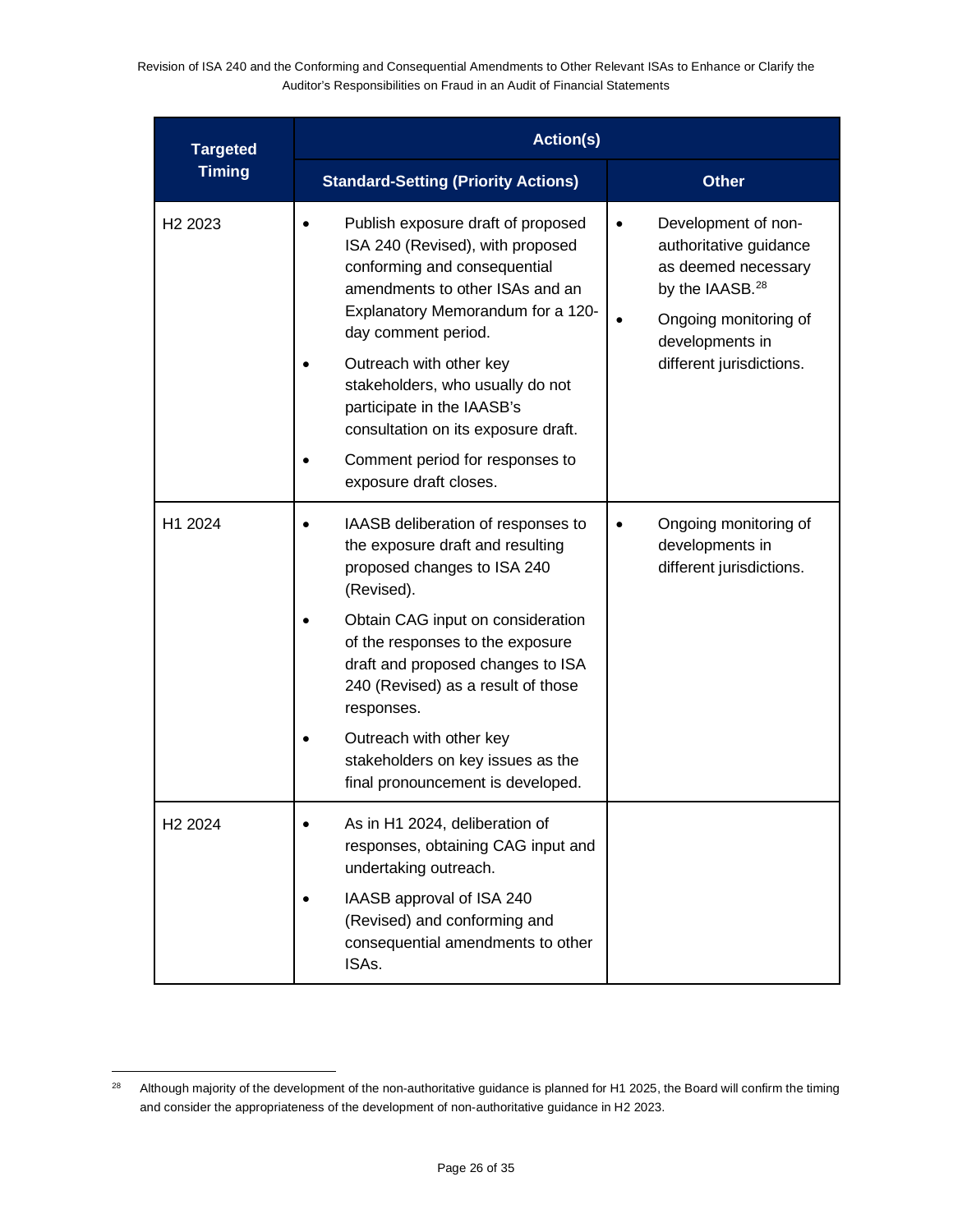| Targeted Timing | Action(s) | |
|---|---|---|
| | **Standard-Setting (Priority Actions)** | **Other** |
| H2 2023 | • Publish exposure draft of proposed ISA 240 (Revised), with proposed conforming and consequential amendments to other ISAs and an Explanatory Memorandum for a 120-day comment period.<br>• Outreach with other key stakeholders, who usually do not participate in the IAASB's consultation on its exposure draft.<br>• Comment period for responses to exposure draft closes. | • Development of non-authoritative guidance as deemed necessary by the IAASB.[28]<br>• Ongoing monitoring of developments in different jurisdictions. |
| H1 2024 | • IAASB deliberation of responses to the exposure draft and resulting proposed changes to ISA 240 (Revised).<br>• Obtain CAG input on consideration of the responses to the exposure draft and proposed changes to ISA 240 (Revised) as a result of those responses.<br>• Outreach with other key stakeholders on key issues as the final pronouncement is developed. | • Ongoing monitoring of developments in different jurisdictions. |
| H2 2024 | • As in H1 2024, deliberation of responses, obtaining CAG input and undertaking outreach.<br>• IAASB approval of ISA 240 (Revised) and conforming and consequential amendments to other ISAs. | |

[28] Although majority of the development of the non-authoritative guidance is planned for H1 2025, the Board will confirm the timing and consider the appropriateness of the development of non-authoritative guidance in H2 2023.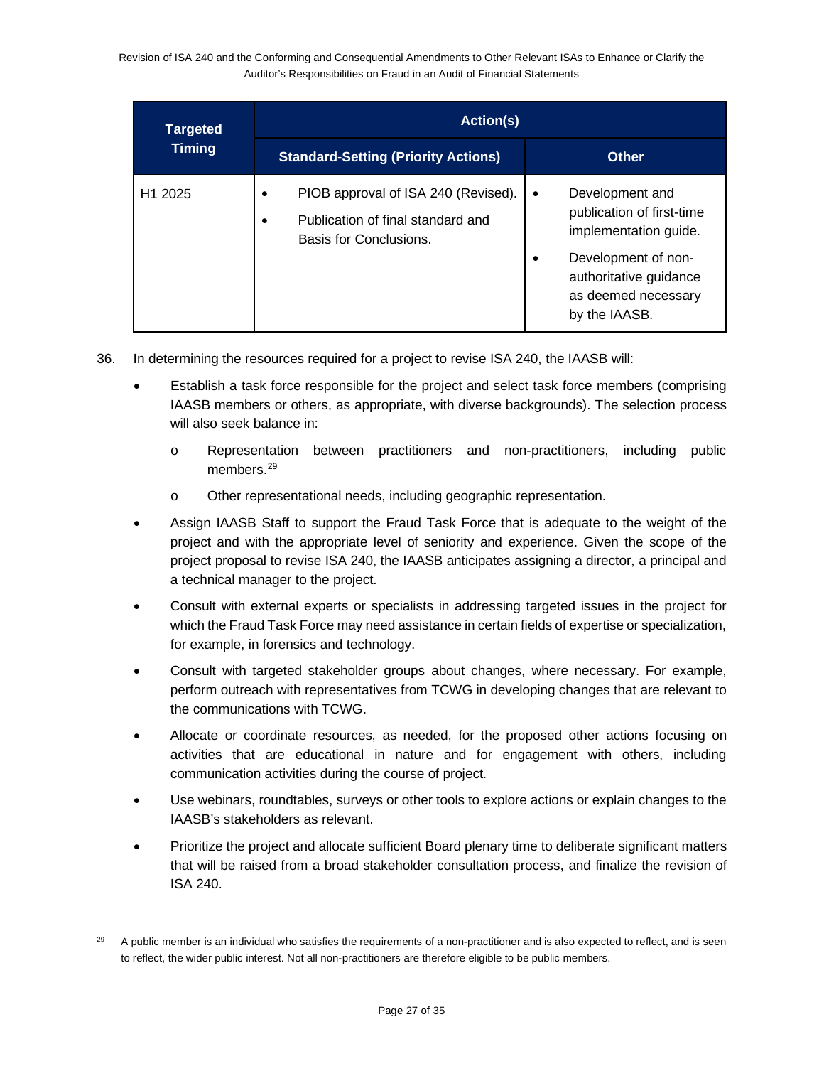| Targeted Timing | Action(s) | |
|---|---|---|
| | **Standard-Setting (Priority Actions)** | **Other** |
| H1 2025 | • PIOB approval of ISA 240 (Revised).<br>• Publication of final standard and Basis for Conclusions. | • Development and publication of first-time implementation guide.<br>• Development of non-authoritative guidance as deemed necessary by the IAASB. |

36. In determining the resources required for a project to revise ISA 240, the IAASB will:

- Establish a task force responsible for the project and select task force members (comprising IAASB members or others, as appropriate, with diverse backgrounds). The selection process will also seek balance in:
  - Representation between practitioners and non-practitioners, including public members.[29]
  - Other representational needs, including geographic representation.
- Assign IAASB Staff to support the Fraud Task Force that is adequate to the weight of the project and with the appropriate level of seniority and experience. Given the scope of the project proposal to revise ISA 240, the IAASB anticipates assigning a director, a principal and a technical manager to the project.
- Consult with external experts or specialists in addressing targeted issues in the project for which the Fraud Task Force may need assistance in certain fields of expertise or specialization, for example, in forensics and technology.
- Consult with targeted stakeholder groups about changes, where necessary. For example, perform outreach with representatives from TCWG in developing changes that are relevant to the communications with TCWG.
- Allocate or coordinate resources, as needed, for the proposed other actions focusing on activities that are educational in nature and for engagement with others, including communication activities during the course of project.
- Use webinars, roundtables, surveys or other tools to explore actions or explain changes to the IAASB's stakeholders as relevant.
- Prioritize the project and allocate sufficient Board plenary time to deliberate significant matters that will be raised from a broad stakeholder consultation process, and finalize the revision of ISA 240.

---

[29] A public member is an individual who satisfies the requirements of a non-practitioner and is also expected to reflect, and is seen to reflect, the wider public interest. Not all non-practitioners are therefore eligible to be public members.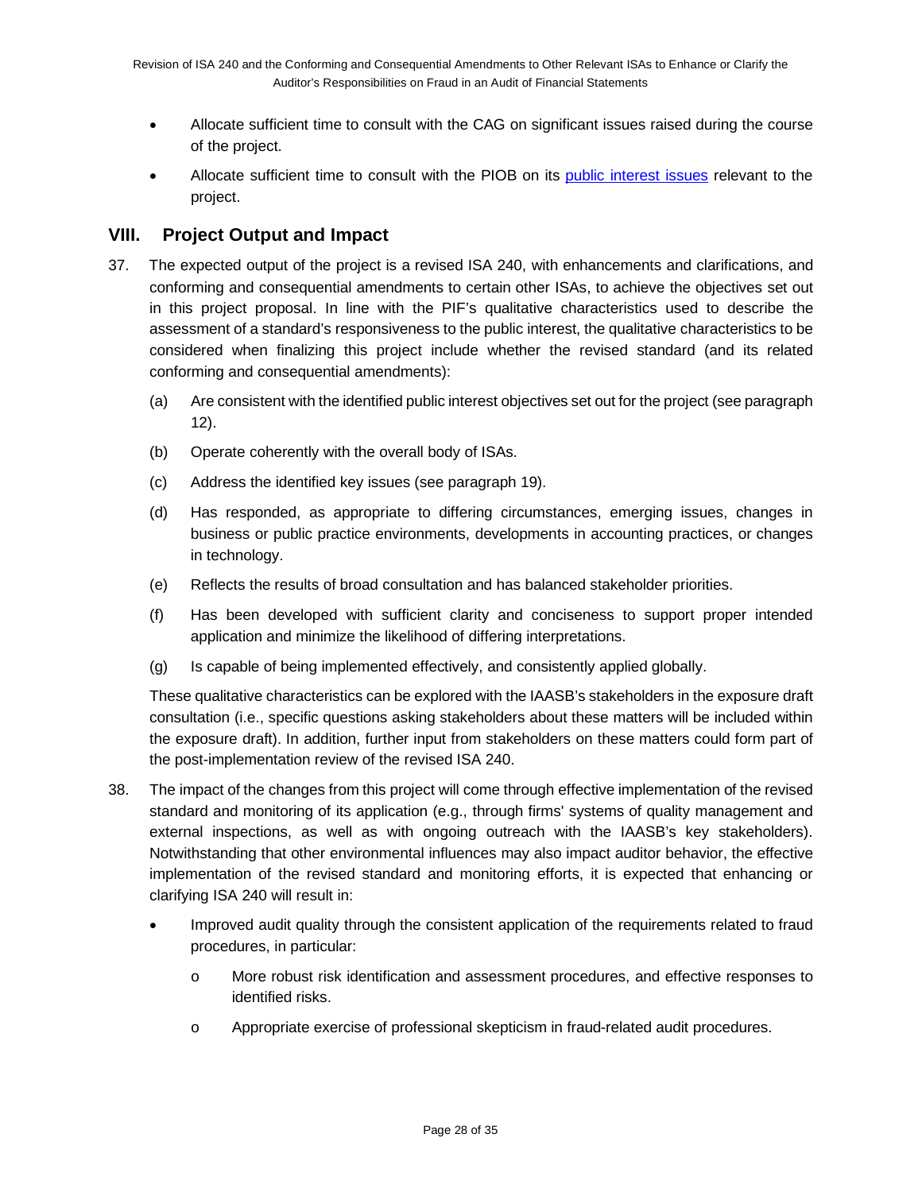- Allocate sufficient time to consult with the CAG on significant issues raised during the course of the project.
- Allocate sufficient time to consult with the PIOB on its public interest issues relevant to the project.

## VIII. Project Output and Impact

37. The expected output of the project is a revised ISA 240, with enhancements and clarifications, and conforming and consequential amendments to certain other ISAs, to achieve the objectives set out in this project proposal. In line with the PIF's qualitative characteristics used to describe the assessment of a standard's responsiveness to the public interest, the qualitative characteristics to be considered when finalizing this project include whether the revised standard (and its related conforming and consequential amendments):

    (a) Are consistent with the identified public interest objectives set out for the project (see paragraph 12).

    (b) Operate coherently with the overall body of ISAs.

    (c) Address the identified key issues (see paragraph 19).

    (d) Has responded, as appropriate to differing circumstances, emerging issues, changes in business or public practice environments, developments in accounting practices, or changes in technology.

    (e) Reflects the results of broad consultation and has balanced stakeholder priorities.

    (f) Has been developed with sufficient clarity and conciseness to support proper intended application and minimize the likelihood of differing interpretations.

    (g) Is capable of being implemented effectively, and consistently applied globally.

    These qualitative characteristics can be explored with the IAASB's stakeholders in the exposure draft consultation (i.e., specific questions asking stakeholders about these matters will be included within the exposure draft). In addition, further input from stakeholders on these matters could form part of the post-implementation review of the revised ISA 240.

38. The impact of the changes from this project will come through effective implementation of the revised standard and monitoring of its application (e.g., through firms' systems of quality management and external inspections, as well as with ongoing outreach with the IAASB's key stakeholders). Notwithstanding that other environmental influences may also impact auditor behavior, the effective implementation of the revised standard and monitoring efforts, it is expected that enhancing or clarifying ISA 240 will result in:

    - Improved audit quality through the consistent application of the requirements related to fraud procedures, in particular:
        - More robust risk identification and assessment procedures, and effective responses to identified risks.
        - Appropriate exercise of professional skepticism in fraud-related audit procedures.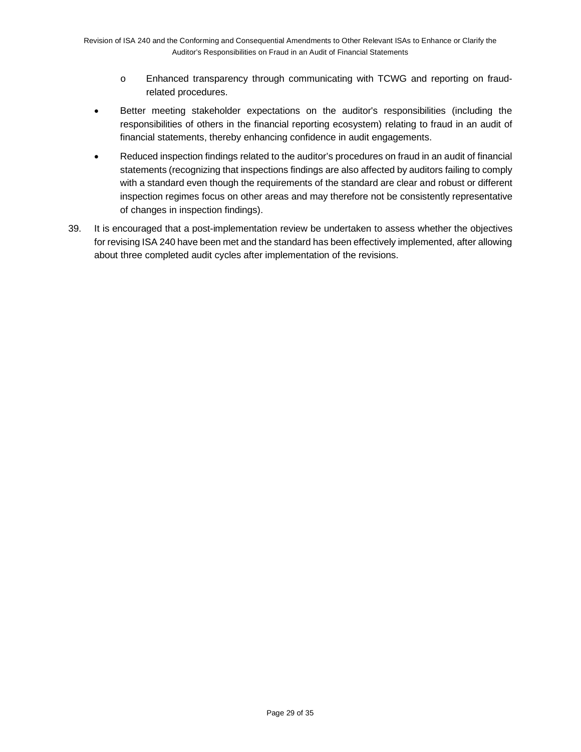- Enhanced transparency through communicating with TCWG and reporting on fraud-related procedures.
- Better meeting stakeholder expectations on the auditor's responsibilities (including the responsibilities of others in the financial reporting ecosystem) relating to fraud in an audit of financial statements, thereby enhancing confidence in audit engagements.
- Reduced inspection findings related to the auditor's procedures on fraud in an audit of financial statements (recognizing that inspections findings are also affected by auditors failing to comply with a standard even though the requirements of the standard are clear and robust or different inspection regimes focus on other areas and may therefore not be consistently representative of changes in inspection findings).

39. It is encouraged that a post-implementation review be undertaken to assess whether the objectives for revising ISA 240 have been met and the standard has been effectively implemented, after allowing about three completed audit cycles after implementation of the revisions.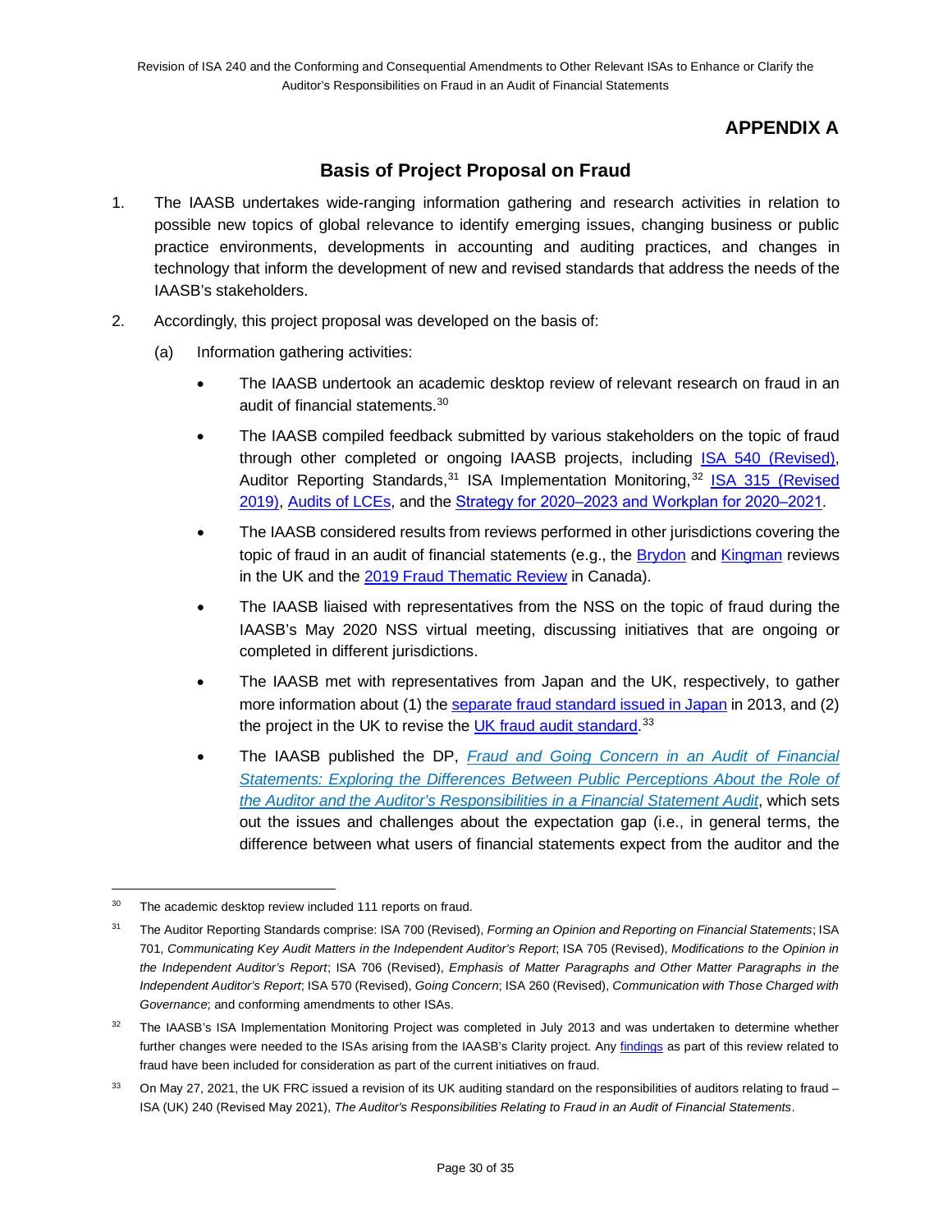# APPENDIX A

## Basis of Project Proposal on Fraud

1. The IAASB undertakes wide-ranging information gathering and research activities in relation to possible new topics of global relevance to identify emerging issues, changing business or public practice environments, developments in accounting and auditing practices, and changes in technology that inform the development of new and revised standards that address the needs of the IAASB's stakeholders.

2. Accordingly, this project proposal was developed on the basis of:

   (a) Information gathering activities:

   - The IAASB undertook an academic desktop review of relevant research on fraud in an audit of financial statements.[30]
   - The IAASB compiled feedback submitted by various stakeholders on the topic of fraud through other completed or ongoing IAASB projects, including ISA 540 (Revised), Auditor Reporting Standards,[31] ISA Implementation Monitoring,[32] ISA 315 (Revised 2019), Audits of LCEs, and the Strategy for 2020–2023 and Workplan for 2020–2021.
   - The IAASB considered results from reviews performed in other jurisdictions covering the topic of fraud in an audit of financial statements (e.g., the Brydon and Kingman reviews in the UK and the 2019 Fraud Thematic Review in Canada).
   - The IAASB liaised with representatives from the NSS on the topic of fraud during the IAASB's May 2020 NSS virtual meeting, discussing initiatives that are ongoing or completed in different jurisdictions.
   - The IAASB met with representatives from Japan and the UK, respectively, to gather more information about (1) the separate fraud standard issued in Japan in 2013, and (2) the project in the UK to revise the UK fraud audit standard.[33]
   - The IAASB published the DP, *Fraud and Going Concern in an Audit of Financial Statements: Exploring the Differences Between Public Perceptions About the Role of the Auditor and the Auditor's Responsibilities in a Financial Statement Audit*, which sets out the issues and challenges about the expectation gap (i.e., in general terms, the difference between what users of financial statements expect from the auditor and the

---

[30] The academic desktop review included 111 reports on fraud.

[31] The Auditor Reporting Standards comprise: ISA 700 (Revised), *Forming an Opinion and Reporting on Financial Statements*; ISA 701, *Communicating Key Audit Matters in the Independent Auditor's Report*; ISA 705 (Revised), *Modifications to the Opinion in the Independent Auditor's Report*; ISA 706 (Revised), *Emphasis of Matter Paragraphs and Other Matter Paragraphs in the Independent Auditor's Report*; ISA 570 (Revised), *Going Concern*; ISA 260 (Revised), *Communication with Those Charged with Governance*; and conforming amendments to other ISAs.

[32] The IAASB's ISA Implementation Monitoring Project was completed in July 2013 and was undertaken to determine whether further changes were needed to the ISAs arising from the IAASB's Clarity project. Any findings as part of this review related to fraud have been included for consideration as part of the current initiatives on fraud.

[33] On May 27, 2021, the UK FRC issued a revision of its UK auditing standard on the responsibilities of auditors relating to fraud – ISA (UK) 240 (Revised May 2021), *The Auditor's Responsibilities Relating to Fraud in an Audit of Financial Statements*.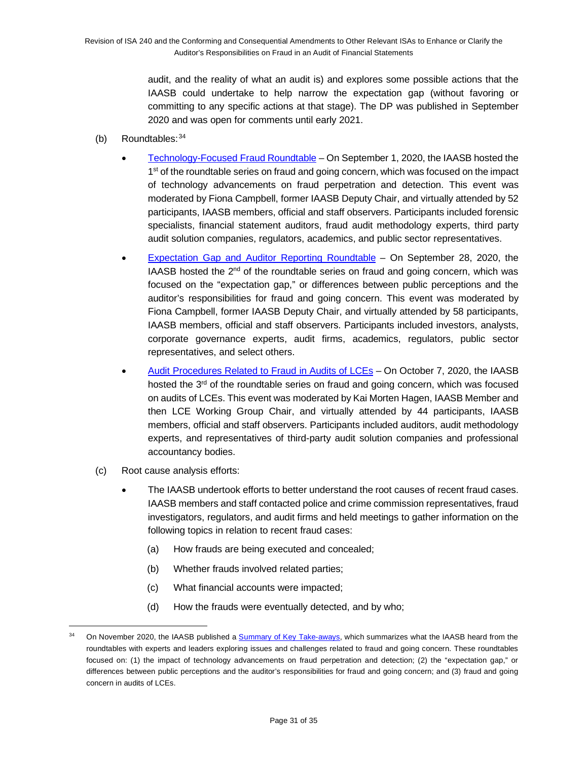audit, and the reality of what an audit is) and explores some possible actions that the IAASB could undertake to help narrow the expectation gap (without favoring or committing to any specific actions at that stage). The DP was published in September 2020 and was open for comments until early 2021.

(b) Roundtables:[34]

- [Technology-Focused Fraud Roundtable](#) – On September 1, 2020, the IAASB hosted the 1st of the roundtable series on fraud and going concern, which was focused on the impact of technology advancements on fraud perpetration and detection. This event was moderated by Fiona Campbell, former IAASB Deputy Chair, and virtually attended by 52 participants, IAASB members, official and staff observers. Participants included forensic specialists, financial statement auditors, fraud audit methodology experts, third party audit solution companies, regulators, academics, and public sector representatives.
- [Expectation Gap and Auditor Reporting Roundtable](#) – On September 28, 2020, the IAASB hosted the 2nd of the roundtable series on fraud and going concern, which was focused on the "expectation gap," or differences between public perceptions and the auditor's responsibilities for fraud and going concern. This event was moderated by Fiona Campbell, former IAASB Deputy Chair, and virtually attended by 58 participants, IAASB members, official and staff observers. Participants included investors, analysts, corporate governance experts, audit firms, academics, regulators, public sector representatives, and select others.
- [Audit Procedures Related to Fraud in Audits of LCEs](#) – On October 7, 2020, the IAASB hosted the 3rd of the roundtable series on fraud and going concern, which was focused on audits of LCEs. This event was moderated by Kai Morten Hagen, IAASB Member and then LCE Working Group Chair, and virtually attended by 44 participants, IAASB members, official and staff observers. Participants included auditors, audit methodology experts, and representatives of third-party audit solution companies and professional accountancy bodies.

(c) Root cause analysis efforts:

- The IAASB undertook efforts to better understand the root causes of recent fraud cases. IAASB members and staff contacted police and crime commission representatives, fraud investigators, regulators, and audit firms and held meetings to gather information on the following topics in relation to recent fraud cases:

  (a) How frauds are being executed and concealed;

  (b) Whether frauds involved related parties;

  (c) What financial accounts were impacted;

  (d) How the frauds were eventually detected, and by who;

---

[34] On November 2020, the IAASB published a [Summary of Key Take-aways](#), which summarizes what the IAASB heard from the roundtables with experts and leaders exploring issues and challenges related to fraud and going concern. These roundtables focused on: (1) the impact of technology advancements on fraud perpetration and detection; (2) the "expectation gap," or differences between public perceptions and the auditor's responsibilities for fraud and going concern; and (3) fraud and going concern in audits of LCEs.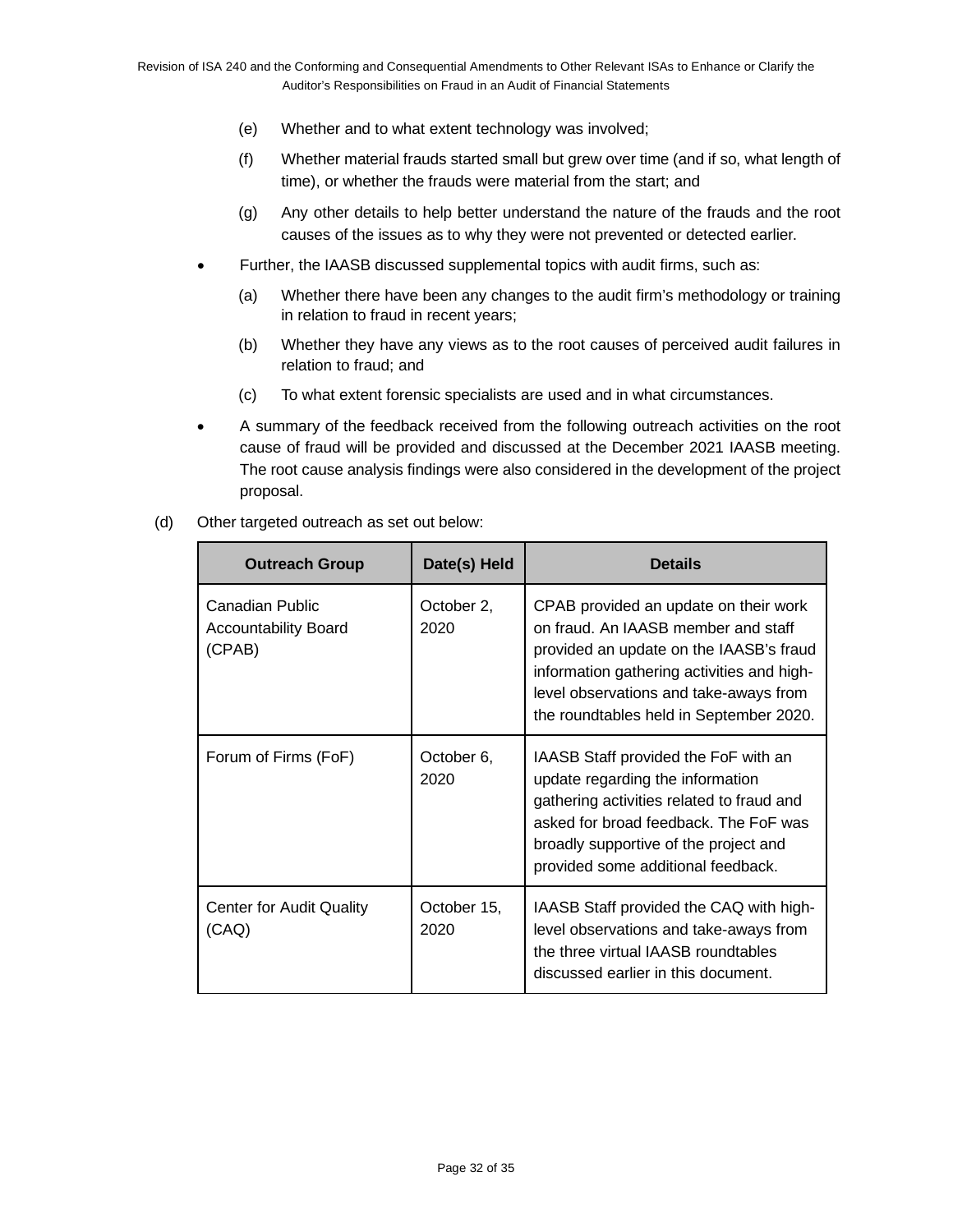(e) Whether and to what extent technology was involved;

(f) Whether material frauds started small but grew over time (and if so, what length of time), or whether the frauds were material from the start; and

(g) Any other details to help better understand the nature of the frauds and the root causes of the issues as to why they were not prevented or detected earlier.

- Further, the IAASB discussed supplemental topics with audit firms, such as:

  (a) Whether there have been any changes to the audit firm's methodology or training in relation to fraud in recent years;

  (b) Whether they have any views as to the root causes of perceived audit failures in relation to fraud; and

  (c) To what extent forensic specialists are used and in what circumstances.

- A summary of the feedback received from the following outreach activities on the root cause of fraud will be provided and discussed at the December 2021 IAASB meeting. The root cause analysis findings were also considered in the development of the project proposal.

(d) Other targeted outreach as set out below:

| Outreach Group | Date(s) Held | Details |
|---|---|---|
| Canadian Public Accountability Board (CPAB) | October 2, 2020 | CPAB provided an update on their work on fraud. An IAASB member and staff provided an update on the IAASB's fraud information gathering activities and high-level observations and take-aways from the roundtables held in September 2020. |
| Forum of Firms (FoF) | October 6, 2020 | IAASB Staff provided the FoF with an update regarding the information gathering activities related to fraud and asked for broad feedback. The FoF was broadly supportive of the project and provided some additional feedback. |
| Center for Audit Quality (CAQ) | October 15, 2020 | IAASB Staff provided the CAQ with high-level observations and take-aways from the three virtual IAASB roundtables discussed earlier in this document. |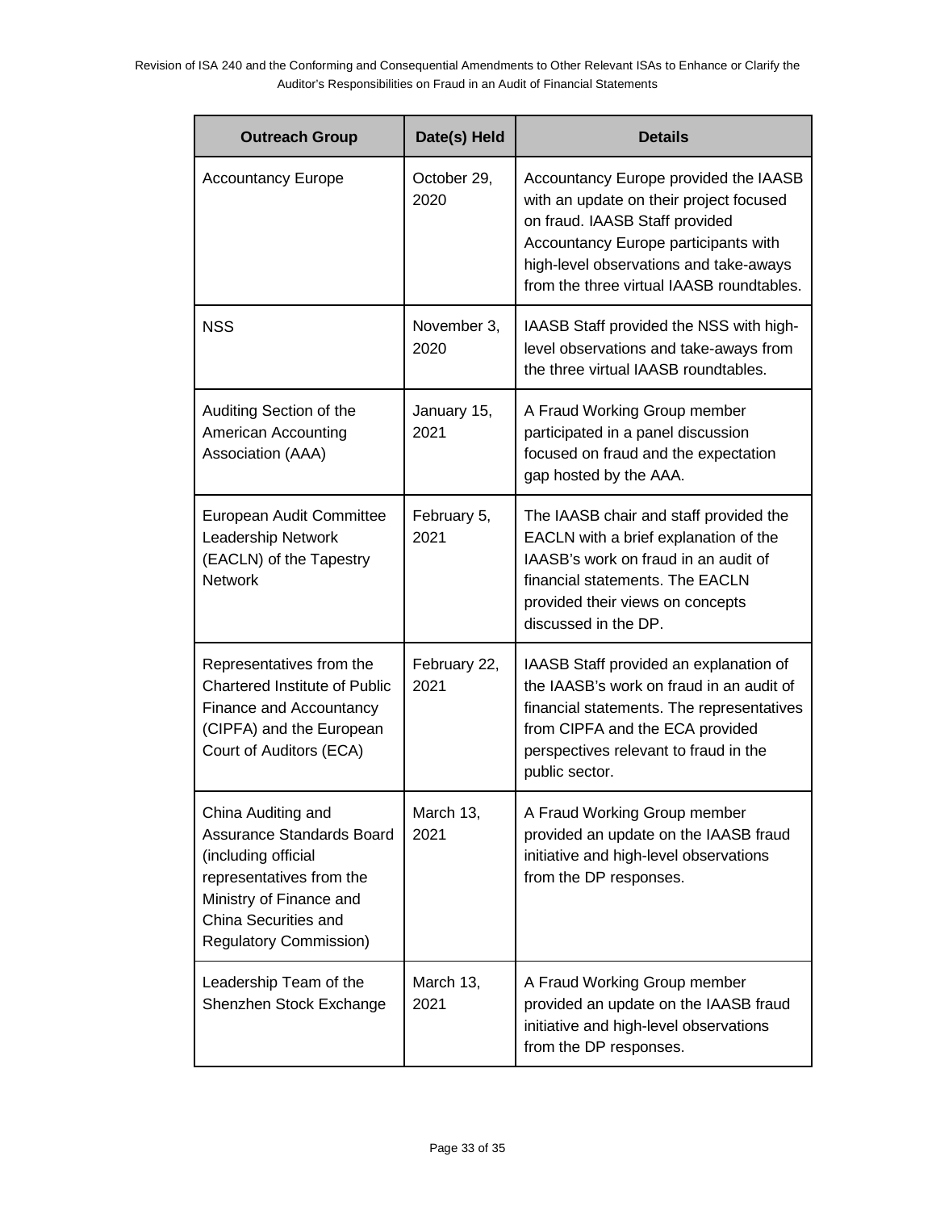| Outreach Group | Date(s) Held | Details |
| --- | --- | --- |
| Accountancy Europe | October 29, 2020 | Accountancy Europe provided the IAASB with an update on their project focused on fraud. IAASB Staff provided Accountancy Europe participants with high-level observations and take-aways from the three virtual IAASB roundtables. |
| NSS | November 3, 2020 | IAASB Staff provided the NSS with high-level observations and take-aways from the three virtual IAASB roundtables. |
| Auditing Section of the American Accounting Association (AAA) | January 15, 2021 | A Fraud Working Group member participated in a panel discussion focused on fraud and the expectation gap hosted by the AAA. |
| European Audit Committee Leadership Network (EACLN) of the Tapestry Network | February 5, 2021 | The IAASB chair and staff provided the EACLN with a brief explanation of the IAASB's work on fraud in an audit of financial statements. The EACLN provided their views on concepts discussed in the DP. |
| Representatives from the Chartered Institute of Public Finance and Accountancy (CIPFA) and the European Court of Auditors (ECA) | February 22, 2021 | IAASB Staff provided an explanation of the IAASB's work on fraud in an audit of financial statements. The representatives from CIPFA and the ECA provided perspectives relevant to fraud in the public sector. |
| China Auditing and Assurance Standards Board (including official representatives from the Ministry of Finance and China Securities and Regulatory Commission) | March 13, 2021 | A Fraud Working Group member provided an update on the IAASB fraud initiative and high-level observations from the DP responses. |
| Leadership Team of the Shenzhen Stock Exchange | March 13, 2021 | A Fraud Working Group member provided an update on the IAASB fraud initiative and high-level observations from the DP responses. |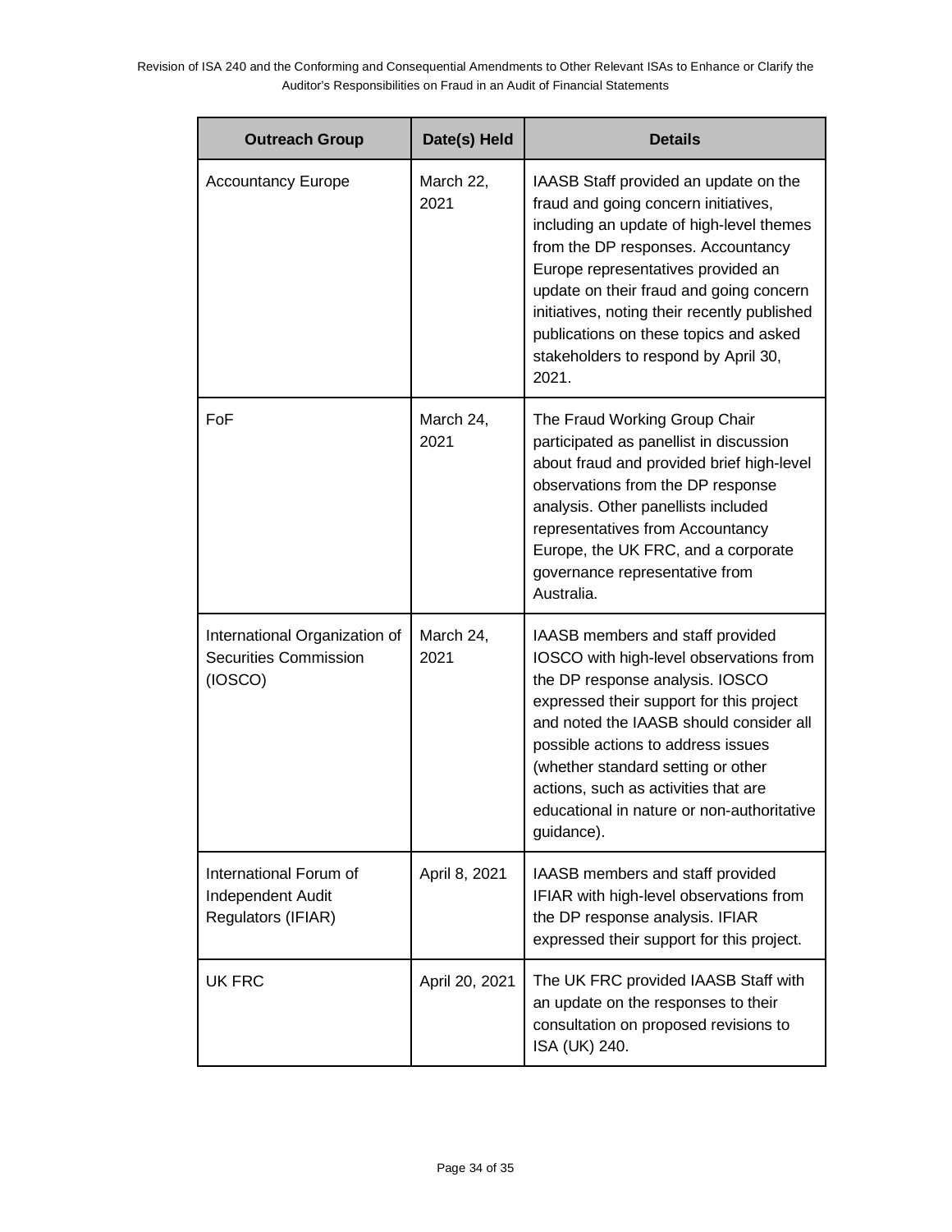| Outreach Group | Date(s) Held | Details |
| --- | --- | --- |
| Accountancy Europe | March 22, 2021 | IAASB Staff provided an update on the fraud and going concern initiatives, including an update of high-level themes from the DP responses. Accountancy Europe representatives provided an update on their fraud and going concern initiatives, noting their recently published publications on these topics and asked stakeholders to respond by April 30, 2021. |
| FoF | March 24, 2021 | The Fraud Working Group Chair participated as panellist in discussion about fraud and provided brief high-level observations from the DP response analysis. Other panellists included representatives from Accountancy Europe, the UK FRC, and a corporate governance representative from Australia. |
| International Organization of Securities Commission (IOSCO) | March 24, 2021 | IAASB members and staff provided IOSCO with high-level observations from the DP response analysis. IOSCO expressed their support for this project and noted the IAASB should consider all possible actions to address issues (whether standard setting or other actions, such as activities that are educational in nature or non-authoritative guidance). |
| International Forum of Independent Audit Regulators (IFIAR) | April 8, 2021 | IAASB members and staff provided IFIAR with high-level observations from the DP response analysis. IFIAR expressed their support for this project. |
| UK FRC | April 20, 2021 | The UK FRC provided IAASB Staff with an update on the responses to their consultation on proposed revisions to ISA (UK) 240. |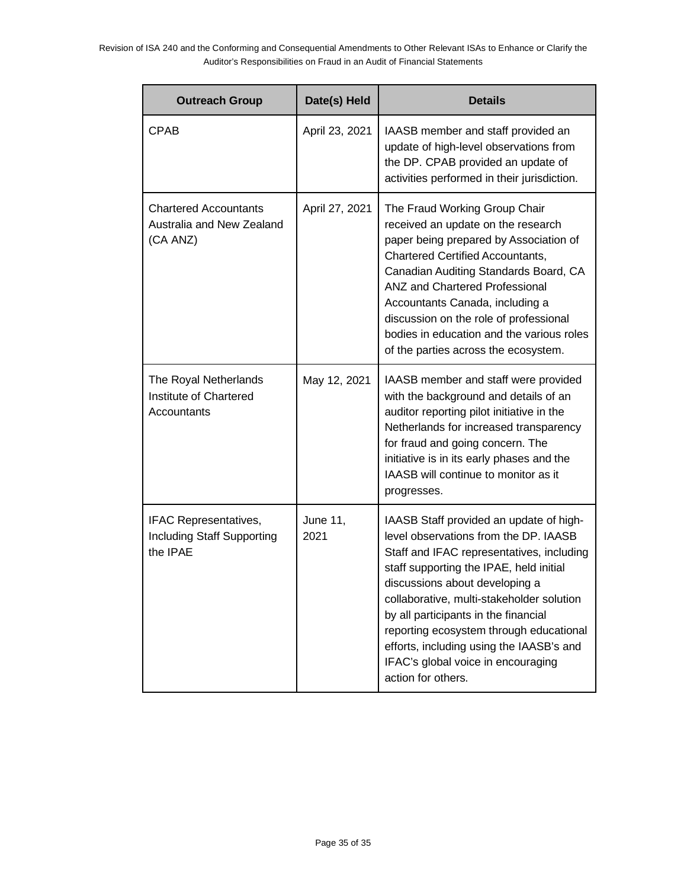| Outreach Group | Date(s) Held | Details |
|---|---|---|
| CPAB | April 23, 2021 | IAASB member and staff provided an update of high-level observations from the DP. CPAB provided an update of activities performed in their jurisdiction. |
| Chartered Accountants Australia and New Zealand (CA ANZ) | April 27, 2021 | The Fraud Working Group Chair received an update on the research paper being prepared by Association of Chartered Certified Accountants, Canadian Auditing Standards Board, CA ANZ and Chartered Professional Accountants Canada, including a discussion on the role of professional bodies in education and the various roles of the parties across the ecosystem. |
| The Royal Netherlands Institute of Chartered Accountants | May 12, 2021 | IAASB member and staff were provided with the background and details of an auditor reporting pilot initiative in the Netherlands for increased transparency for fraud and going concern. The initiative is in its early phases and the IAASB will continue to monitor as it progresses. |
| IFAC Representatives, Including Staff Supporting the IPAE | June 11, 2021 | IAASB Staff provided an update of high-level observations from the DP. IAASB Staff and IFAC representatives, including staff supporting the IPAE, held initial discussions about developing a collaborative, multi-stakeholder solution by all participants in the financial reporting ecosystem through educational efforts, including using the IAASB's and IFAC's global voice in encouraging action for others. |